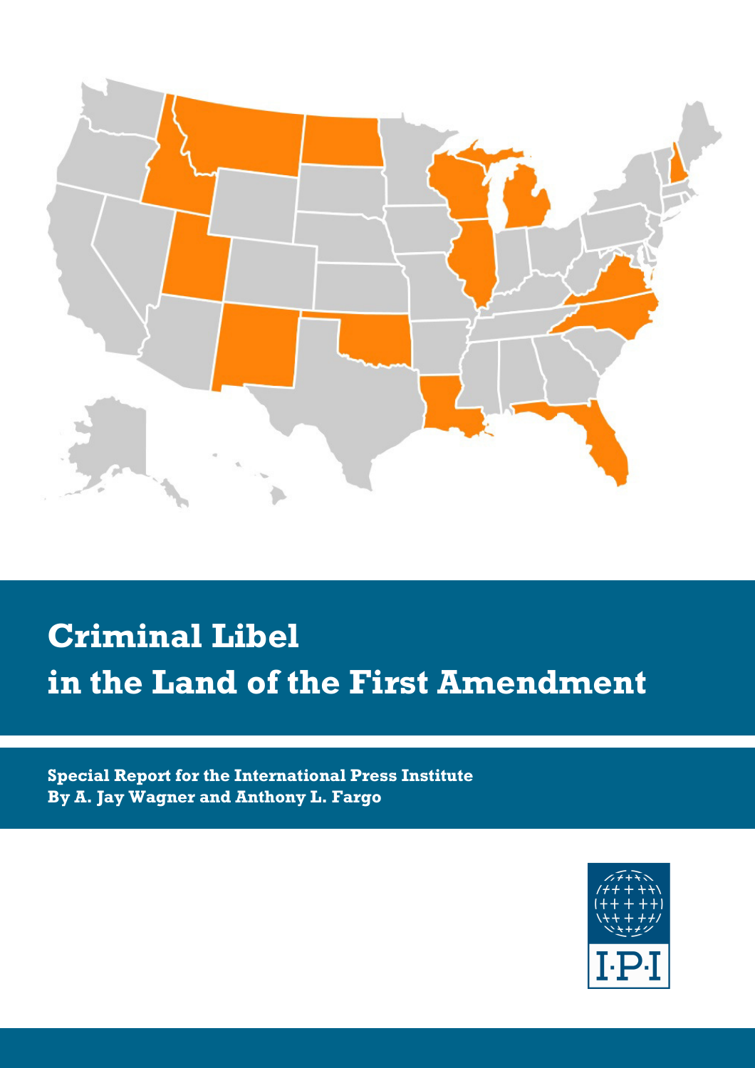# Criminal Libel in the Land of the First Amendment

**Special Report for the International Press Institute**
**By A. Jay Wagner and Anthony L. Fargo**

I·P·I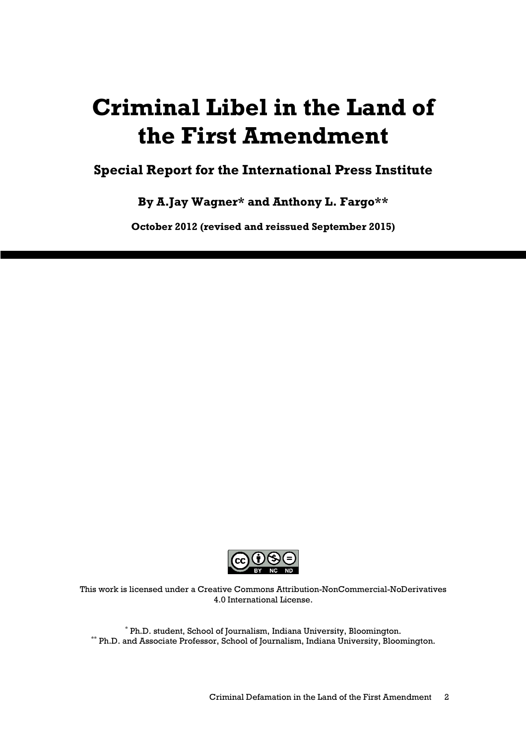# Criminal Libel in the Land of the First Amendment

**Special Report for the International Press Institute**

**By A.Jay Wagner* and Anthony L. Fargo****

**October 2012 (revised and reissued September 2015)**

This work is licensed under a Creative Commons Attribution-NonCommercial-NoDerivatives 4.0 International License.

[*] Ph.D. student, School of Journalism, Indiana University, Bloomington.
[**] Ph.D. and Associate Professor, School of Journalism, Indiana University, Bloomington.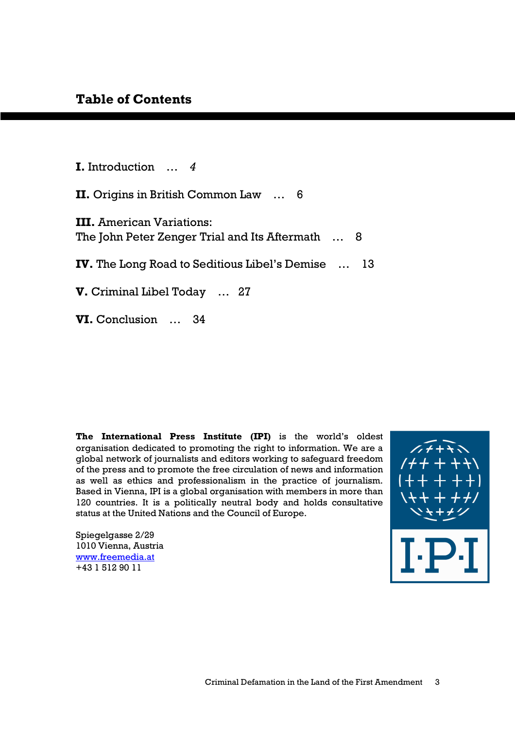## Table of Contents

**I.** Introduction … *4*

**II.** Origins in British Common Law … 6

**III.** American Variations:
The John Peter Zenger Trial and Its Aftermath … 8

**IV.** The Long Road to Seditious Libel's Demise … 13

**V.** Criminal Libel Today … 27

**VI.** Conclusion … 34

**The International Press Institute (IPI)** is the world's oldest organisation dedicated to promoting the right to information. We are a global network of journalists and editors working to safeguard freedom of the press and to promote the free circulation of news and information as well as ethics and professionalism in the practice of journalism. Based in Vienna, IPI is a global organisation with members in more than 120 countries. It is a politically neutral body and holds consultative status at the United Nations and the Council of Europe.

Spiegelgasse 2/29
1010 Vienna, Austria
www.freemedia.at
+43 1 512 90 11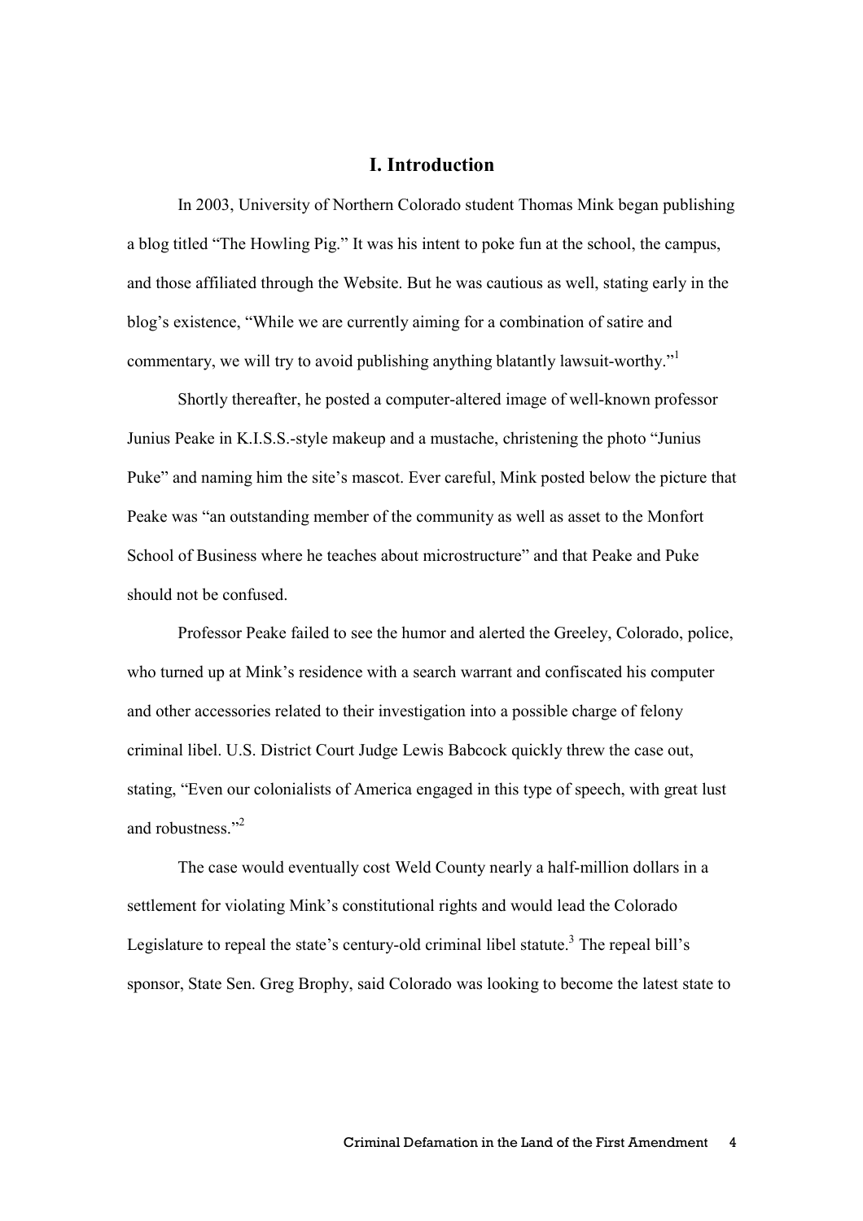## I. Introduction

In 2003, University of Northern Colorado student Thomas Mink began publishing a blog titled "The Howling Pig." It was his intent to poke fun at the school, the campus, and those affiliated through the Website. But he was cautious as well, stating early in the blog's existence, "While we are currently aiming for a combination of satire and commentary, we will try to avoid publishing anything blatantly lawsuit-worthy."[1]

Shortly thereafter, he posted a computer-altered image of well-known professor Junius Peake in K.I.S.S.-style makeup and a mustache, christening the photo "Junius Puke" and naming him the site's mascot. Ever careful, Mink posted below the picture that Peake was "an outstanding member of the community as well as asset to the Monfort School of Business where he teaches about microstructure" and that Peake and Puke should not be confused.

Professor Peake failed to see the humor and alerted the Greeley, Colorado, police, who turned up at Mink's residence with a search warrant and confiscated his computer and other accessories related to their investigation into a possible charge of felony criminal libel. U.S. District Court Judge Lewis Babcock quickly threw the case out, stating, "Even our colonialists of America engaged in this type of speech, with great lust and robustness."[2]

The case would eventually cost Weld County nearly a half-million dollars in a settlement for violating Mink's constitutional rights and would lead the Colorado Legislature to repeal the state's century-old criminal libel statute.[3] The repeal bill's sponsor, State Sen. Greg Brophy, said Colorado was looking to become the latest state to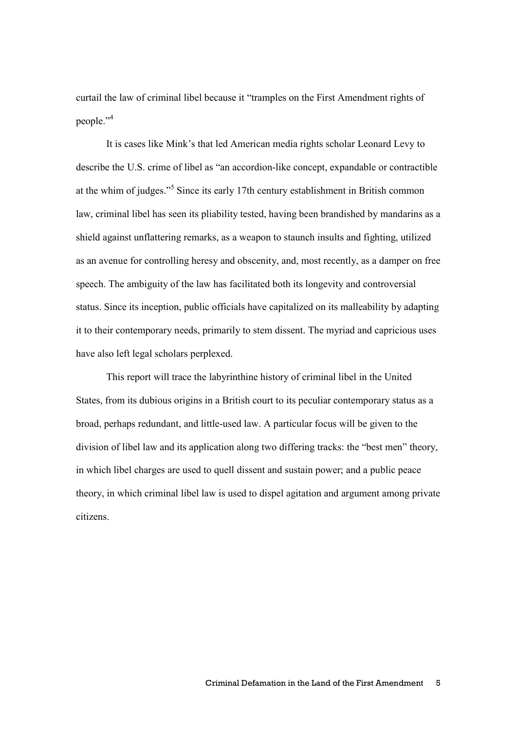curtail the law of criminal libel because it "tramples on the First Amendment rights of people."[4]

It is cases like Mink's that led American media rights scholar Leonard Levy to describe the U.S. crime of libel as "an accordion-like concept, expandable or contractible at the whim of judges."[5] Since its early 17th century establishment in British common law, criminal libel has seen its pliability tested, having been brandished by mandarins as a shield against unflattering remarks, as a weapon to staunch insults and fighting, utilized as an avenue for controlling heresy and obscenity, and, most recently, as a damper on free speech. The ambiguity of the law has facilitated both its longevity and controversial status. Since its inception, public officials have capitalized on its malleability by adapting it to their contemporary needs, primarily to stem dissent. The myriad and capricious uses have also left legal scholars perplexed.

This report will trace the labyrinthine history of criminal libel in the United States, from its dubious origins in a British court to its peculiar contemporary status as a broad, perhaps redundant, and little-used law. A particular focus will be given to the division of libel law and its application along two differing tracks: the "best men" theory, in which libel charges are used to quell dissent and sustain power; and a public peace theory, in which criminal libel law is used to dispel agitation and argument among private citizens.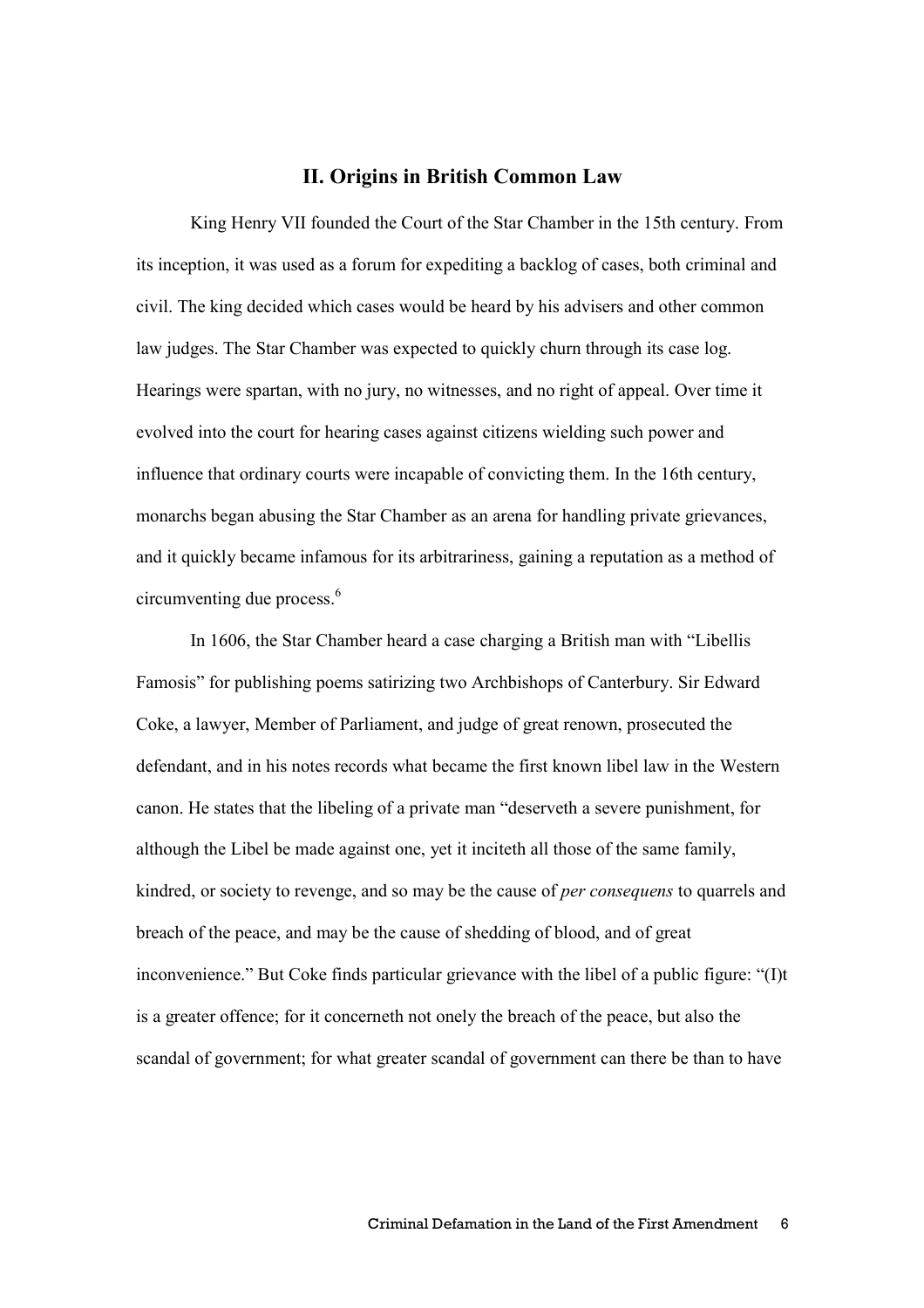## II. Origins in British Common Law

King Henry VII founded the Court of the Star Chamber in the 15th century. From its inception, it was used as a forum for expediting a backlog of cases, both criminal and civil. The king decided which cases would be heard by his advisers and other common law judges. The Star Chamber was expected to quickly churn through its case log. Hearings were spartan, with no jury, no witnesses, and no right of appeal. Over time it evolved into the court for hearing cases against citizens wielding such power and influence that ordinary courts were incapable of convicting them. In the 16th century, monarchs began abusing the Star Chamber as an arena for handling private grievances, and it quickly became infamous for its arbitrariness, gaining a reputation as a method of circumventing due process.[6]

In 1606, the Star Chamber heard a case charging a British man with "Libellis Famosis" for publishing poems satirizing two Archbishops of Canterbury. Sir Edward Coke, a lawyer, Member of Parliament, and judge of great renown, prosecuted the defendant, and in his notes records what became the first known libel law in the Western canon. He states that the libeling of a private man "deserveth a severe punishment, for although the Libel be made against one, yet it inciteth all those of the same family, kindred, or society to revenge, and so may be the cause of *per consequens* to quarrels and breach of the peace, and may be the cause of shedding of blood, and of great inconvenience." But Coke finds particular grievance with the libel of a public figure: "(I)t is a greater offence; for it concerneth not onely the breach of the peace, but also the scandal of government; for what greater scandal of government can there be than to have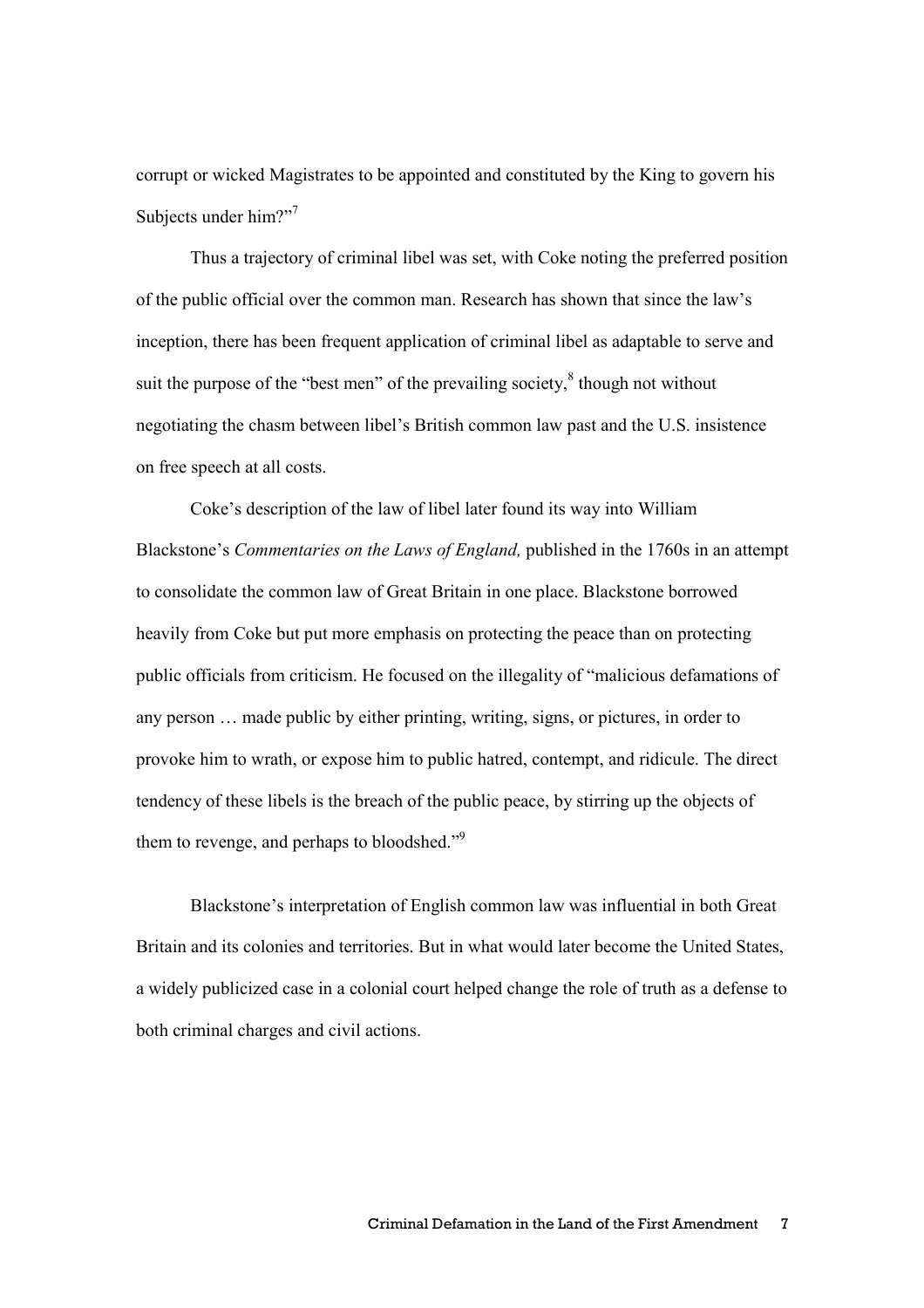corrupt or wicked Magistrates to be appointed and constituted by the King to govern his Subjects under him?"[7]

Thus a trajectory of criminal libel was set, with Coke noting the preferred position of the public official over the common man. Research has shown that since the law's inception, there has been frequent application of criminal libel as adaptable to serve and suit the purpose of the "best men" of the prevailing society,[8] though not without negotiating the chasm between libel's British common law past and the U.S. insistence on free speech at all costs.

Coke's description of the law of libel later found its way into William Blackstone's *Commentaries on the Laws of England,* published in the 1760s in an attempt to consolidate the common law of Great Britain in one place. Blackstone borrowed heavily from Coke but put more emphasis on protecting the peace than on protecting public officials from criticism. He focused on the illegality of "malicious defamations of any person … made public by either printing, writing, signs, or pictures, in order to provoke him to wrath, or expose him to public hatred, contempt, and ridicule. The direct tendency of these libels is the breach of the public peace, by stirring up the objects of them to revenge, and perhaps to bloodshed."[9]

Blackstone's interpretation of English common law was influential in both Great Britain and its colonies and territories. But in what would later become the United States, a widely publicized case in a colonial court helped change the role of truth as a defense to both criminal charges and civil actions.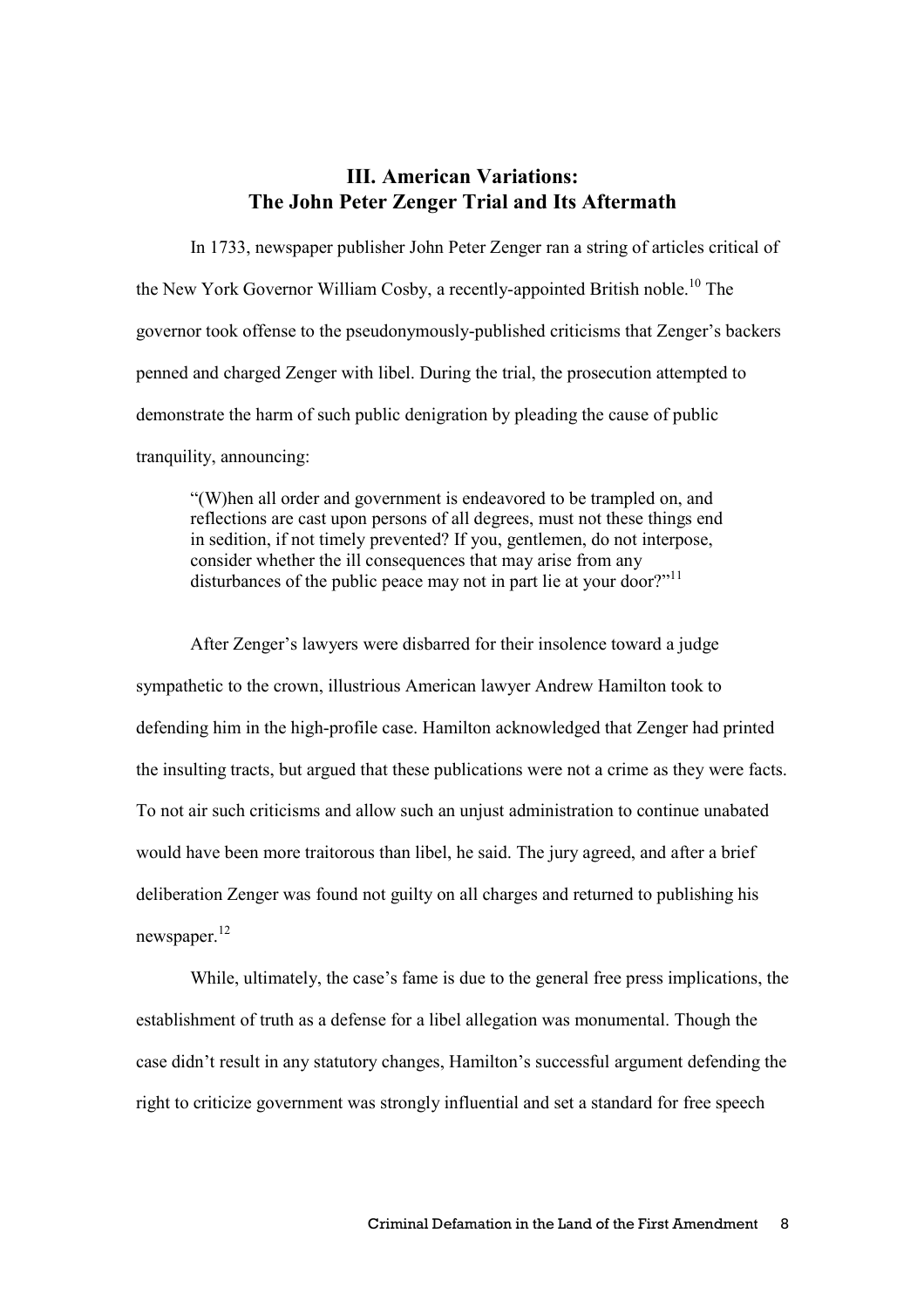## III. American Variations: The John Peter Zenger Trial and Its Aftermath

In 1733, newspaper publisher John Peter Zenger ran a string of articles critical of the New York Governor William Cosby, a recently-appointed British noble.[10] The governor took offense to the pseudonymously-published criticisms that Zenger's backers penned and charged Zenger with libel. During the trial, the prosecution attempted to demonstrate the harm of such public denigration by pleading the cause of public tranquility, announcing:

> "(W)hen all order and government is endeavored to be trampled on, and reflections are cast upon persons of all degrees, must not these things end in sedition, if not timely prevented? If you, gentlemen, do not interpose, consider whether the ill consequences that may arise from any disturbances of the public peace may not in part lie at your door?"[11]

After Zenger's lawyers were disbarred for their insolence toward a judge sympathetic to the crown, illustrious American lawyer Andrew Hamilton took to defending him in the high-profile case. Hamilton acknowledged that Zenger had printed the insulting tracts, but argued that these publications were not a crime as they were facts. To not air such criticisms and allow such an unjust administration to continue unabated would have been more traitorous than libel, he said. The jury agreed, and after a brief deliberation Zenger was found not guilty on all charges and returned to publishing his newspaper.[12]

While, ultimately, the case's fame is due to the general free press implications, the establishment of truth as a defense for a libel allegation was monumental. Though the case didn't result in any statutory changes, Hamilton's successful argument defending the right to criticize government was strongly influential and set a standard for free speech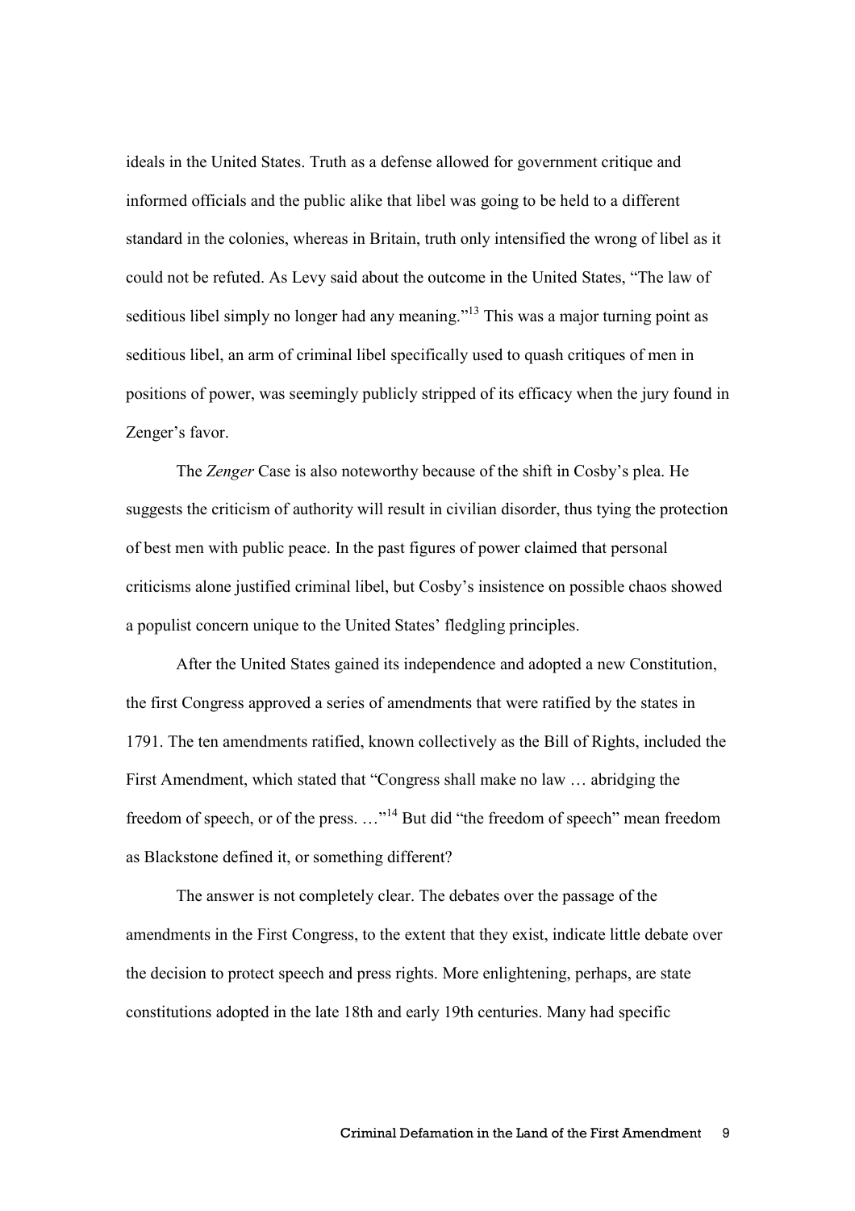ideals in the United States. Truth as a defense allowed for government critique and informed officials and the public alike that libel was going to be held to a different standard in the colonies, whereas in Britain, truth only intensified the wrong of libel as it could not be refuted. As Levy said about the outcome in the United States, "The law of seditious libel simply no longer had any meaning."[13] This was a major turning point as seditious libel, an arm of criminal libel specifically used to quash critiques of men in positions of power, was seemingly publicly stripped of its efficacy when the jury found in Zenger's favor.

The *Zenger* Case is also noteworthy because of the shift in Cosby's plea. He suggests the criticism of authority will result in civilian disorder, thus tying the protection of best men with public peace. In the past figures of power claimed that personal criticisms alone justified criminal libel, but Cosby's insistence on possible chaos showed a populist concern unique to the United States' fledgling principles.

After the United States gained its independence and adopted a new Constitution, the first Congress approved a series of amendments that were ratified by the states in 1791. The ten amendments ratified, known collectively as the Bill of Rights, included the First Amendment, which stated that "Congress shall make no law … abridging the freedom of speech, or of the press. …"[14] But did "the freedom of speech" mean freedom as Blackstone defined it, or something different?

The answer is not completely clear. The debates over the passage of the amendments in the First Congress, to the extent that they exist, indicate little debate over the decision to protect speech and press rights. More enlightening, perhaps, are state constitutions adopted in the late 18th and early 19th centuries. Many had specific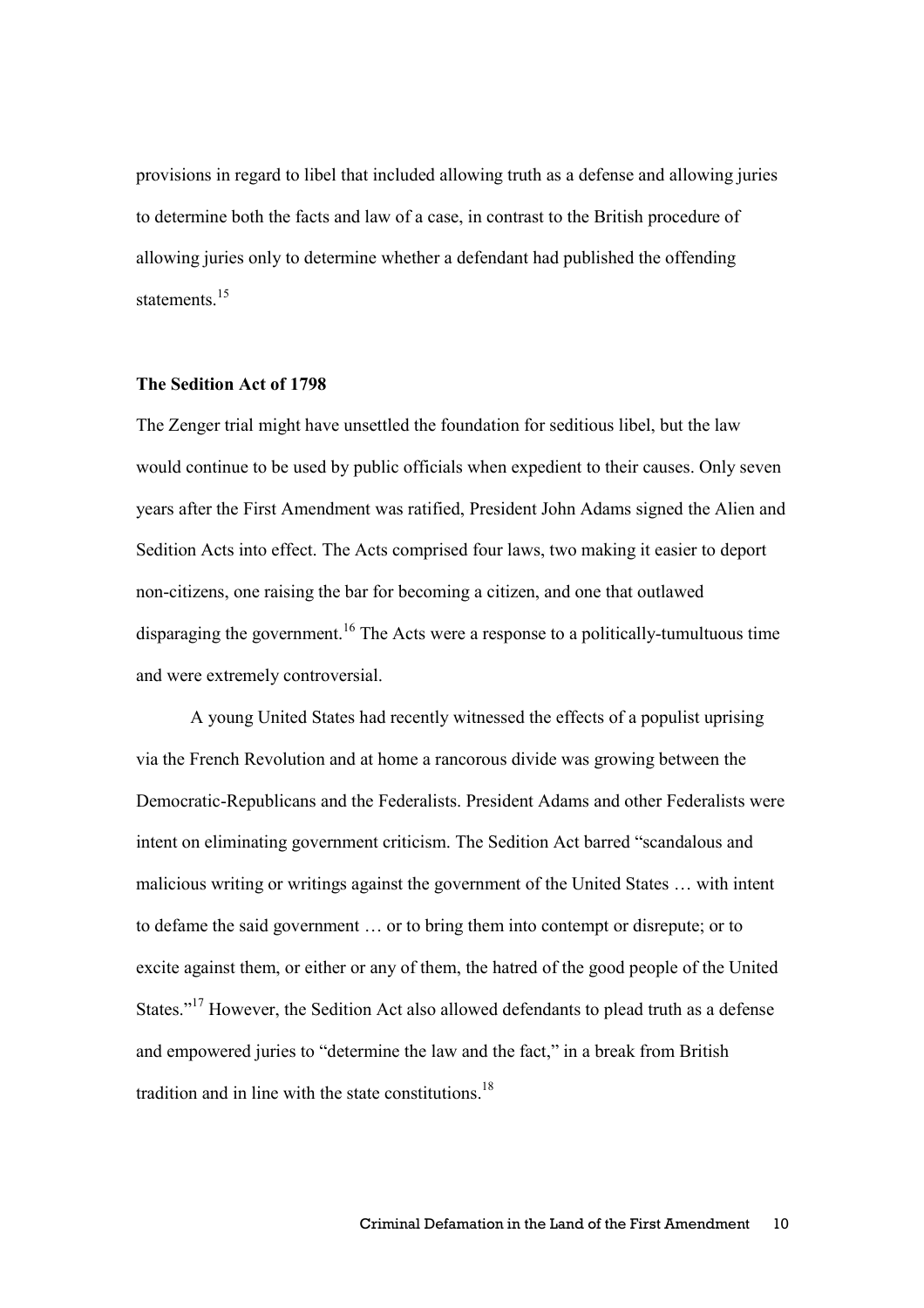provisions in regard to libel that included allowing truth as a defense and allowing juries to determine both the facts and law of a case, in contrast to the British procedure of allowing juries only to determine whether a defendant had published the offending statements.[15]

**The Sedition Act of 1798**

The Zenger trial might have unsettled the foundation for seditious libel, but the law would continue to be used by public officials when expedient to their causes. Only seven years after the First Amendment was ratified, President John Adams signed the Alien and Sedition Acts into effect. The Acts comprised four laws, two making it easier to deport non-citizens, one raising the bar for becoming a citizen, and one that outlawed disparaging the government.[16] The Acts were a response to a politically-tumultuous time and were extremely controversial.

A young United States had recently witnessed the effects of a populist uprising via the French Revolution and at home a rancorous divide was growing between the Democratic-Republicans and the Federalists. President Adams and other Federalists were intent on eliminating government criticism. The Sedition Act barred "scandalous and malicious writing or writings against the government of the United States … with intent to defame the said government … or to bring them into contempt or disrepute; or to excite against them, or either or any of them, the hatred of the good people of the United States."[17] However, the Sedition Act also allowed defendants to plead truth as a defense and empowered juries to "determine the law and the fact," in a break from British tradition and in line with the state constitutions.[18]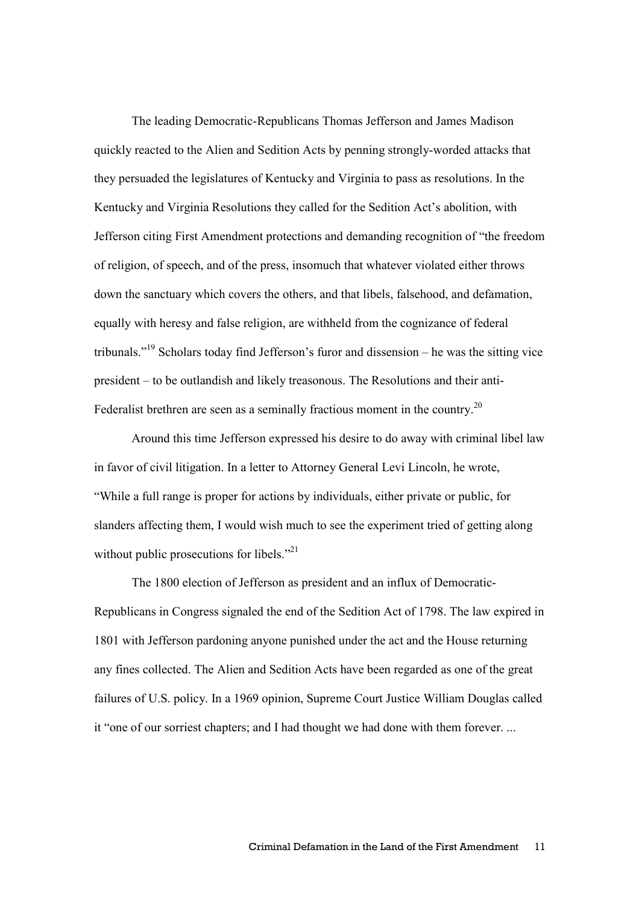The leading Democratic-Republicans Thomas Jefferson and James Madison quickly reacted to the Alien and Sedition Acts by penning strongly-worded attacks that they persuaded the legislatures of Kentucky and Virginia to pass as resolutions. In the Kentucky and Virginia Resolutions they called for the Sedition Act's abolition, with Jefferson citing First Amendment protections and demanding recognition of "the freedom of religion, of speech, and of the press, insomuch that whatever violated either throws down the sanctuary which covers the others, and that libels, falsehood, and defamation, equally with heresy and false religion, are withheld from the cognizance of federal tribunals."[19] Scholars today find Jefferson's furor and dissension – he was the sitting vice president – to be outlandish and likely treasonous. The Resolutions and their anti-Federalist brethren are seen as a seminally fractious moment in the country.[20]

Around this time Jefferson expressed his desire to do away with criminal libel law in favor of civil litigation. In a letter to Attorney General Levi Lincoln, he wrote, "While a full range is proper for actions by individuals, either private or public, for slanders affecting them, I would wish much to see the experiment tried of getting along without public prosecutions for libels."[21]

The 1800 election of Jefferson as president and an influx of Democratic-Republicans in Congress signaled the end of the Sedition Act of 1798. The law expired in 1801 with Jefferson pardoning anyone punished under the act and the House returning any fines collected. The Alien and Sedition Acts have been regarded as one of the great failures of U.S. policy. In a 1969 opinion, Supreme Court Justice William Douglas called it "one of our sorriest chapters; and I had thought we had done with them forever. ...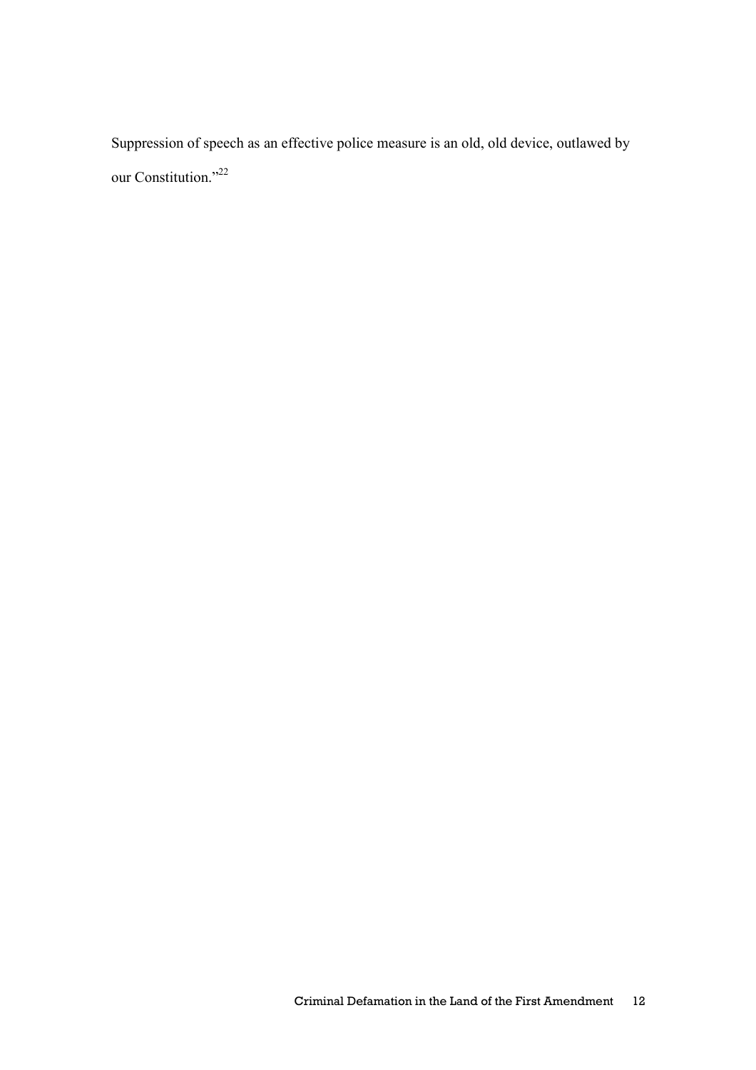Suppression of speech as an effective police measure is an old, old device, outlawed by our Constitution."[22]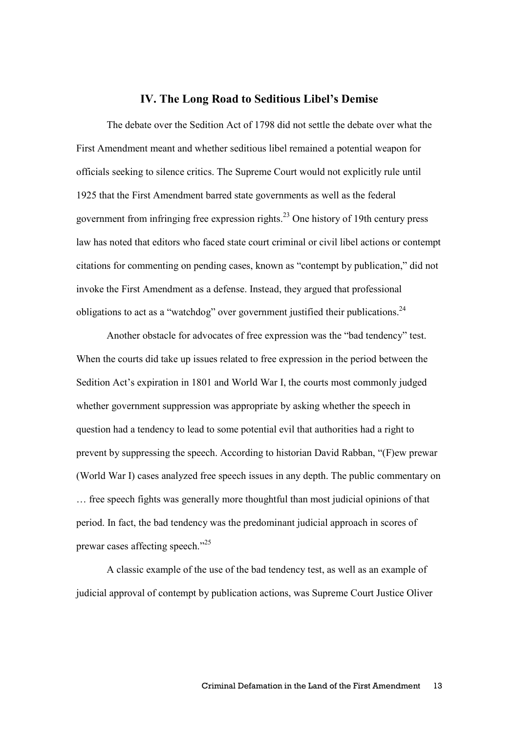## IV. The Long Road to Seditious Libel's Demise

The debate over the Sedition Act of 1798 did not settle the debate over what the First Amendment meant and whether seditious libel remained a potential weapon for officials seeking to silence critics. The Supreme Court would not explicitly rule until 1925 that the First Amendment barred state governments as well as the federal government from infringing free expression rights.[23] One history of 19th century press law has noted that editors who faced state court criminal or civil libel actions or contempt citations for commenting on pending cases, known as "contempt by publication," did not invoke the First Amendment as a defense. Instead, they argued that professional obligations to act as a "watchdog" over government justified their publications.[24]

Another obstacle for advocates of free expression was the "bad tendency" test. When the courts did take up issues related to free expression in the period between the Sedition Act's expiration in 1801 and World War I, the courts most commonly judged whether government suppression was appropriate by asking whether the speech in question had a tendency to lead to some potential evil that authorities had a right to prevent by suppressing the speech. According to historian David Rabban, "(F)ew prewar (World War I) cases analyzed free speech issues in any depth. The public commentary on … free speech fights was generally more thoughtful than most judicial opinions of that period. In fact, the bad tendency was the predominant judicial approach in scores of prewar cases affecting speech."[25]

A classic example of the use of the bad tendency test, as well as an example of judicial approval of contempt by publication actions, was Supreme Court Justice Oliver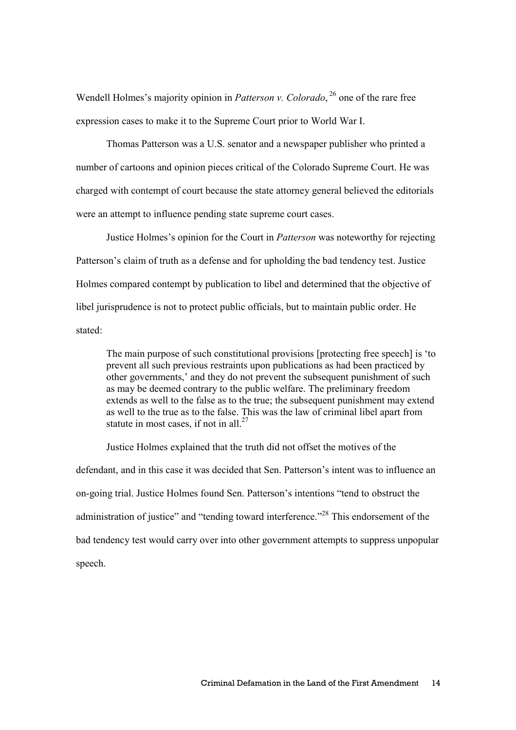Wendell Holmes's majority opinion in *Patterson v. Colorado*, [26] one of the rare free expression cases to make it to the Supreme Court prior to World War I.

Thomas Patterson was a U.S. senator and a newspaper publisher who printed a number of cartoons and opinion pieces critical of the Colorado Supreme Court. He was charged with contempt of court because the state attorney general believed the editorials were an attempt to influence pending state supreme court cases.

Justice Holmes's opinion for the Court in *Patterson* was noteworthy for rejecting Patterson's claim of truth as a defense and for upholding the bad tendency test. Justice Holmes compared contempt by publication to libel and determined that the objective of libel jurisprudence is not to protect public officials, but to maintain public order. He stated:

> The main purpose of such constitutional provisions [protecting free speech] is 'to prevent all such previous restraints upon publications as had been practiced by other governments,' and they do not prevent the subsequent punishment of such as may be deemed contrary to the public welfare. The preliminary freedom extends as well to the false as to the true; the subsequent punishment may extend as well to the true as to the false. This was the law of criminal libel apart from statute in most cases, if not in all.[27]

Justice Holmes explained that the truth did not offset the motives of the defendant, and in this case it was decided that Sen. Patterson's intent was to influence an on-going trial. Justice Holmes found Sen. Patterson's intentions "tend to obstruct the administration of justice" and "tending toward interference."[28] This endorsement of the bad tendency test would carry over into other government attempts to suppress unpopular speech.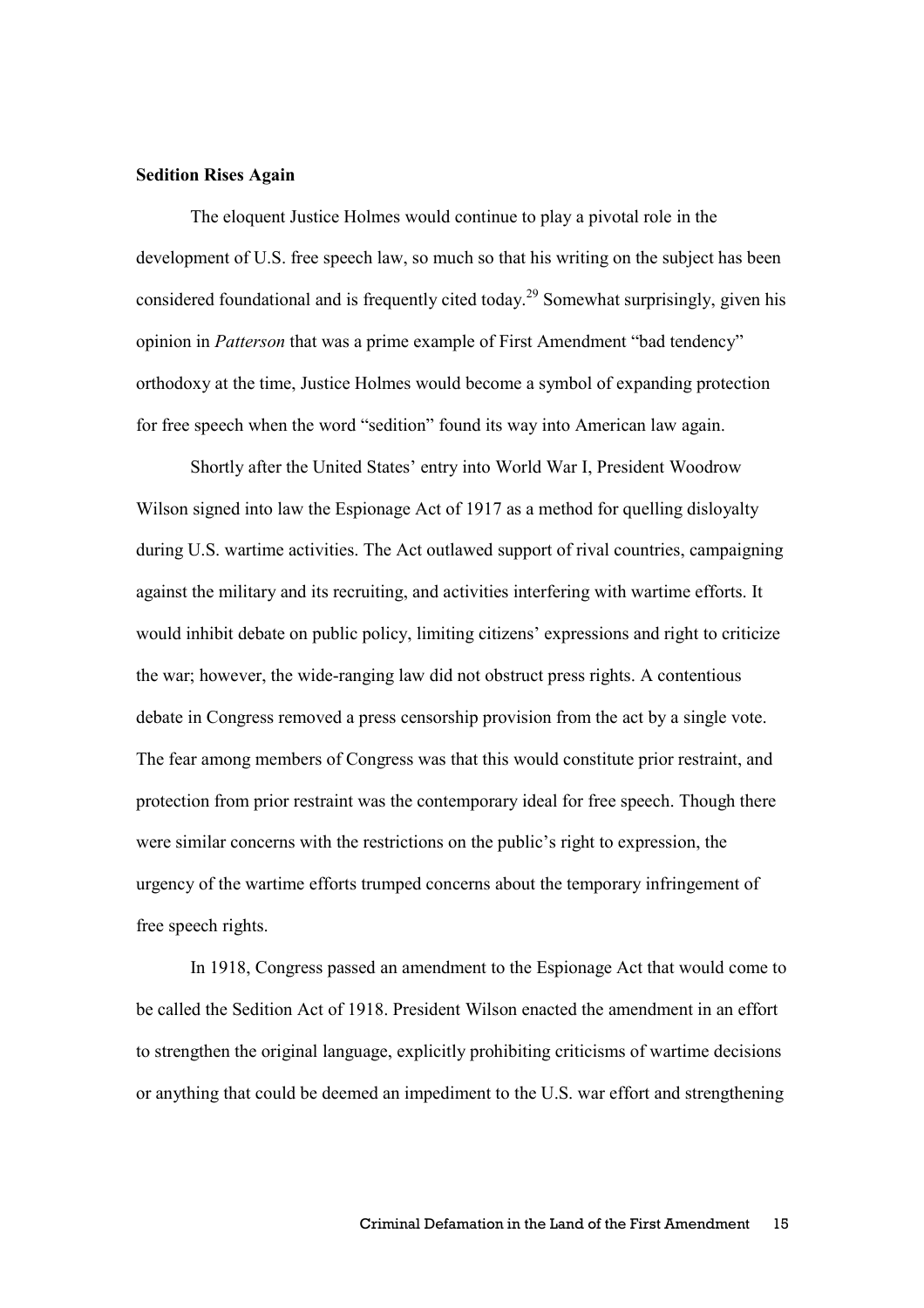**Sedition Rises Again**

The eloquent Justice Holmes would continue to play a pivotal role in the development of U.S. free speech law, so much so that his writing on the subject has been considered foundational and is frequently cited today.[29] Somewhat surprisingly, given his opinion in *Patterson* that was a prime example of First Amendment "bad tendency" orthodoxy at the time, Justice Holmes would become a symbol of expanding protection for free speech when the word "sedition" found its way into American law again.

Shortly after the United States' entry into World War I, President Woodrow Wilson signed into law the Espionage Act of 1917 as a method for quelling disloyalty during U.S. wartime activities. The Act outlawed support of rival countries, campaigning against the military and its recruiting, and activities interfering with wartime efforts. It would inhibit debate on public policy, limiting citizens' expressions and right to criticize the war; however, the wide-ranging law did not obstruct press rights. A contentious debate in Congress removed a press censorship provision from the act by a single vote. The fear among members of Congress was that this would constitute prior restraint, and protection from prior restraint was the contemporary ideal for free speech. Though there were similar concerns with the restrictions on the public's right to expression, the urgency of the wartime efforts trumped concerns about the temporary infringement of free speech rights.

In 1918, Congress passed an amendment to the Espionage Act that would come to be called the Sedition Act of 1918. President Wilson enacted the amendment in an effort to strengthen the original language, explicitly prohibiting criticisms of wartime decisions or anything that could be deemed an impediment to the U.S. war effort and strengthening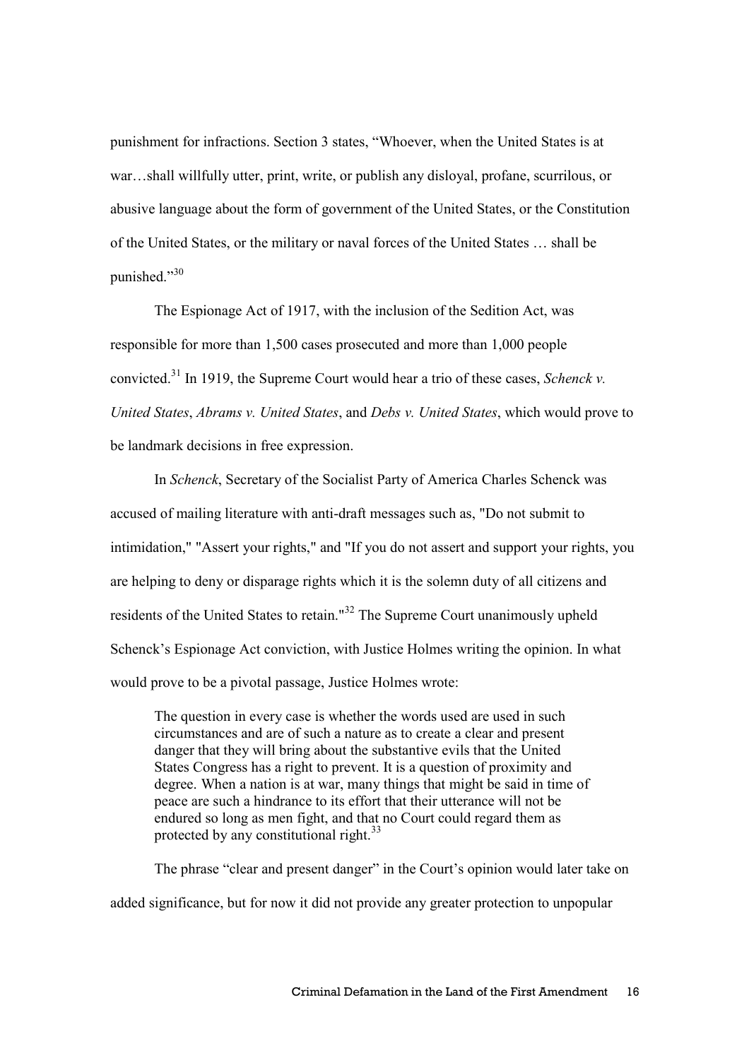punishment for infractions. Section 3 states, "Whoever, when the United States is at war…shall willfully utter, print, write, or publish any disloyal, profane, scurrilous, or abusive language about the form of government of the United States, or the Constitution of the United States, or the military or naval forces of the United States … shall be punished."[30]

The Espionage Act of 1917, with the inclusion of the Sedition Act, was responsible for more than 1,500 cases prosecuted and more than 1,000 people convicted.[31] In 1919, the Supreme Court would hear a trio of these cases, *Schenck v. United States*, *Abrams v. United States*, and *Debs v. United States*, which would prove to be landmark decisions in free expression.

In *Schenck*, Secretary of the Socialist Party of America Charles Schenck was accused of mailing literature with anti-draft messages such as, "Do not submit to intimidation," "Assert your rights," and "If you do not assert and support your rights, you are helping to deny or disparage rights which it is the solemn duty of all citizens and residents of the United States to retain."[32] The Supreme Court unanimously upheld Schenck's Espionage Act conviction, with Justice Holmes writing the opinion. In what would prove to be a pivotal passage, Justice Holmes wrote:

> The question in every case is whether the words used are used in such circumstances and are of such a nature as to create a clear and present danger that they will bring about the substantive evils that the United States Congress has a right to prevent. It is a question of proximity and degree. When a nation is at war, many things that might be said in time of peace are such a hindrance to its effort that their utterance will not be endured so long as men fight, and that no Court could regard them as protected by any constitutional right.[33]

The phrase "clear and present danger" in the Court's opinion would later take on added significance, but for now it did not provide any greater protection to unpopular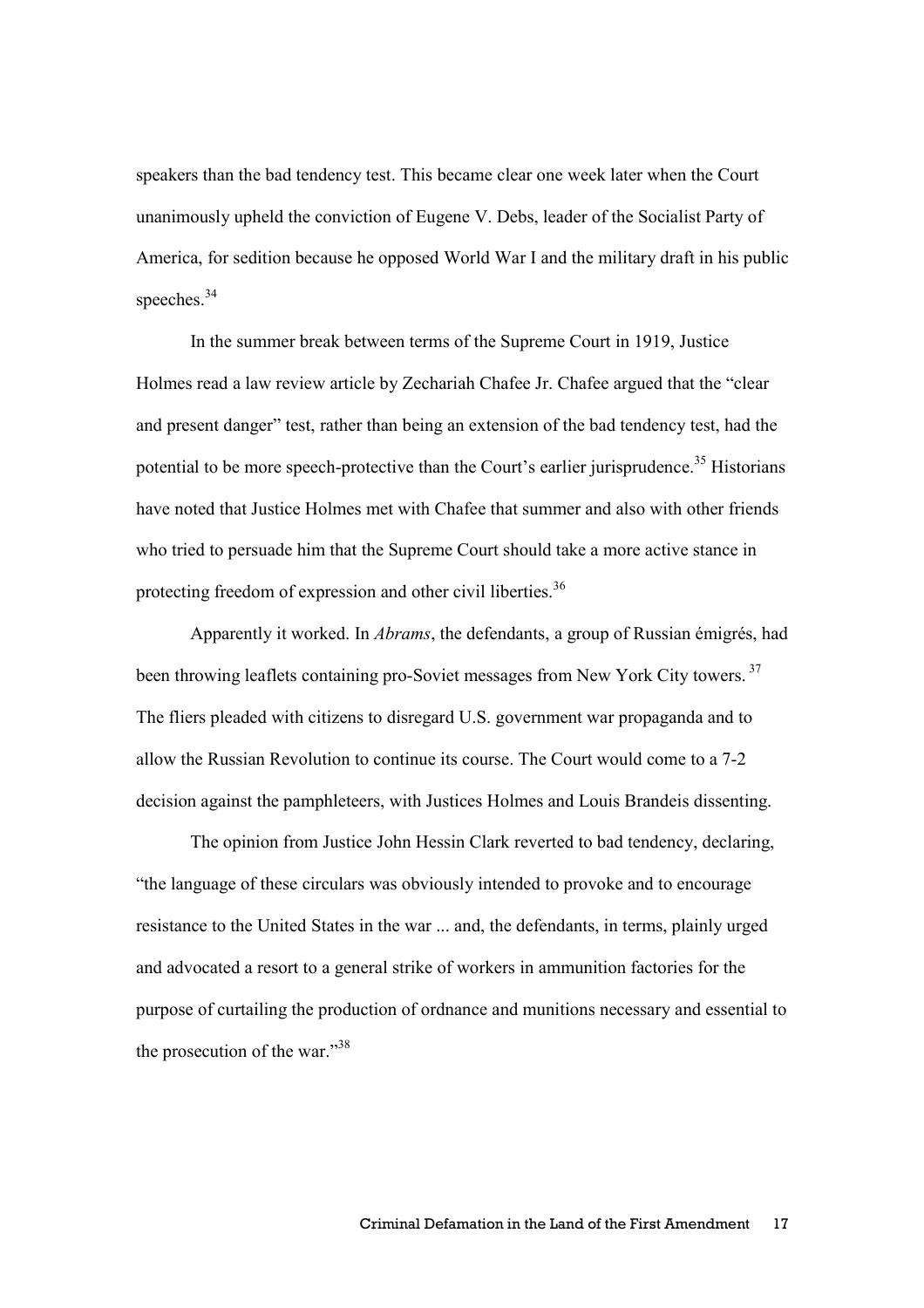speakers than the bad tendency test. This became clear one week later when the Court unanimously upheld the conviction of Eugene V. Debs, leader of the Socialist Party of America, for sedition because he opposed World War I and the military draft in his public speeches.[34]

In the summer break between terms of the Supreme Court in 1919, Justice Holmes read a law review article by Zechariah Chafee Jr. Chafee argued that the "clear and present danger" test, rather than being an extension of the bad tendency test, had the potential to be more speech-protective than the Court's earlier jurisprudence.[35] Historians have noted that Justice Holmes met with Chafee that summer and also with other friends who tried to persuade him that the Supreme Court should take a more active stance in protecting freedom of expression and other civil liberties.[36]

Apparently it worked. In *Abrams*, the defendants, a group of Russian émigrés, had been throwing leaflets containing pro-Soviet messages from New York City towers.[37] The fliers pleaded with citizens to disregard U.S. government war propaganda and to allow the Russian Revolution to continue its course. The Court would come to a 7-2 decision against the pamphleteers, with Justices Holmes and Louis Brandeis dissenting.

The opinion from Justice John Hessin Clark reverted to bad tendency, declaring, "the language of these circulars was obviously intended to provoke and to encourage resistance to the United States in the war ... and, the defendants, in terms, plainly urged and advocated a resort to a general strike of workers in ammunition factories for the purpose of curtailing the production of ordnance and munitions necessary and essential to the prosecution of the war."[38]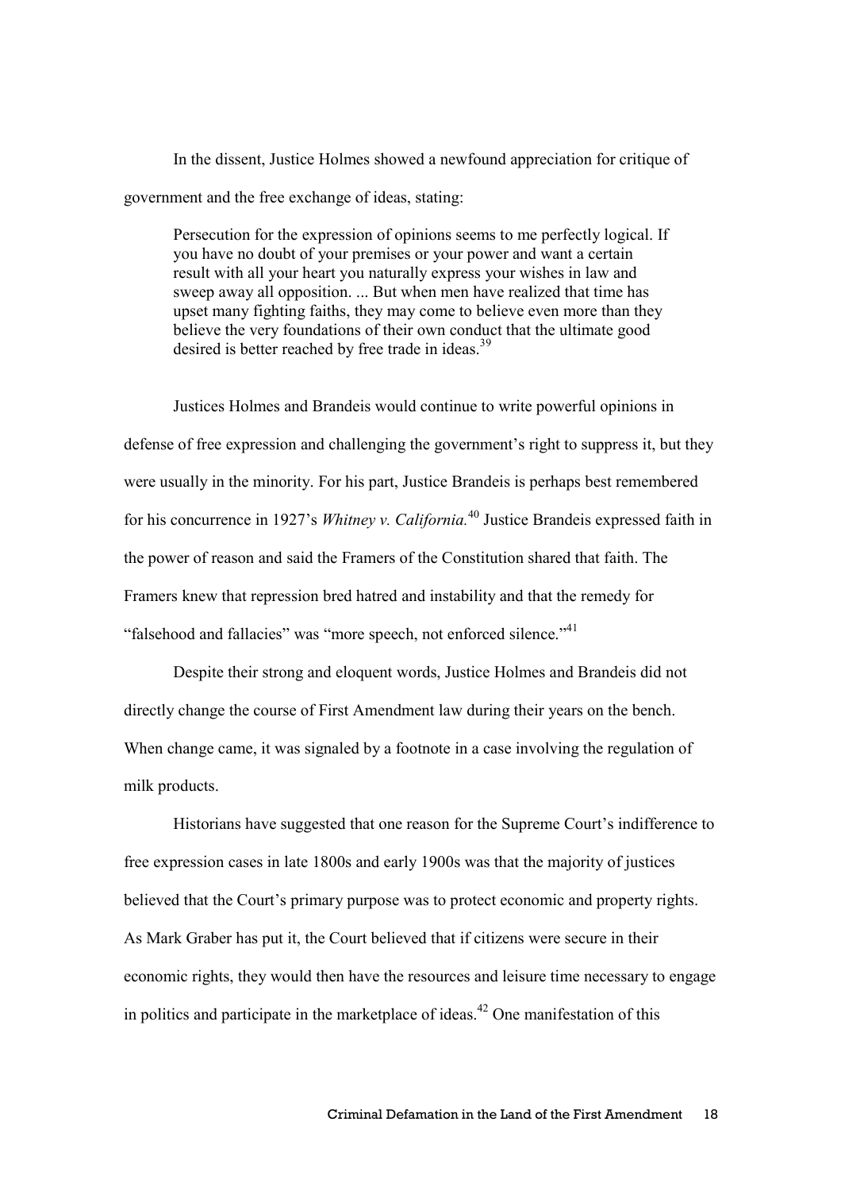In the dissent, Justice Holmes showed a newfound appreciation for critique of government and the free exchange of ideas, stating:

> Persecution for the expression of opinions seems to me perfectly logical. If you have no doubt of your premises or your power and want a certain result with all your heart you naturally express your wishes in law and sweep away all opposition. ... But when men have realized that time has upset many fighting faiths, they may come to believe even more than they believe the very foundations of their own conduct that the ultimate good desired is better reached by free trade in ideas.[39]

Justices Holmes and Brandeis would continue to write powerful opinions in defense of free expression and challenging the government's right to suppress it, but they were usually in the minority. For his part, Justice Brandeis is perhaps best remembered for his concurrence in 1927's *Whitney v. California.*[40] Justice Brandeis expressed faith in the power of reason and said the Framers of the Constitution shared that faith. The Framers knew that repression bred hatred and instability and that the remedy for "falsehood and fallacies" was "more speech, not enforced silence."[41]

Despite their strong and eloquent words, Justice Holmes and Brandeis did not directly change the course of First Amendment law during their years on the bench. When change came, it was signaled by a footnote in a case involving the regulation of milk products.

Historians have suggested that one reason for the Supreme Court's indifference to free expression cases in late 1800s and early 1900s was that the majority of justices believed that the Court's primary purpose was to protect economic and property rights. As Mark Graber has put it, the Court believed that if citizens were secure in their economic rights, they would then have the resources and leisure time necessary to engage in politics and participate in the marketplace of ideas.[42] One manifestation of this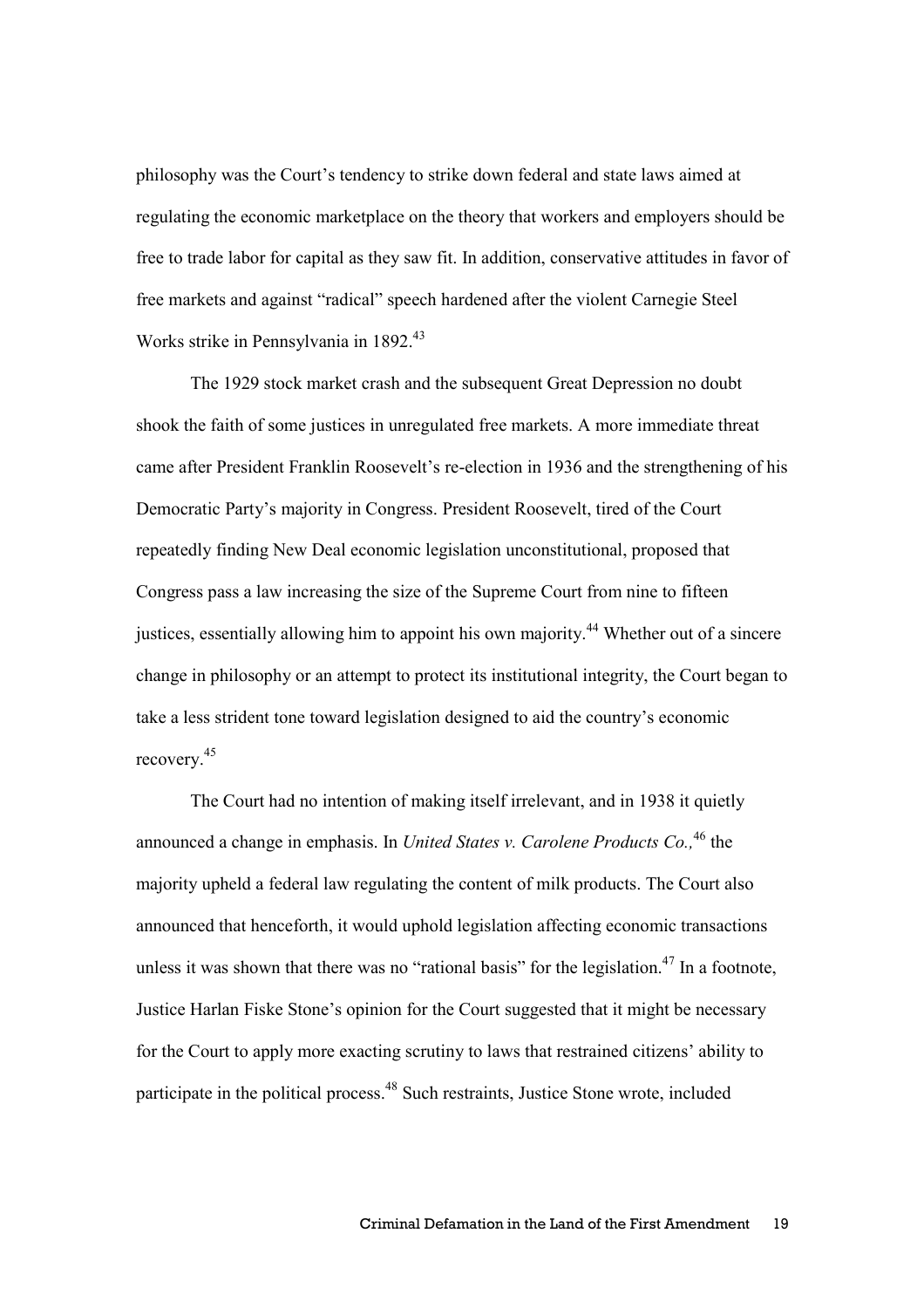philosophy was the Court's tendency to strike down federal and state laws aimed at regulating the economic marketplace on the theory that workers and employers should be free to trade labor for capital as they saw fit. In addition, conservative attitudes in favor of free markets and against "radical" speech hardened after the violent Carnegie Steel Works strike in Pennsylvania in 1892.[43]

The 1929 stock market crash and the subsequent Great Depression no doubt shook the faith of some justices in unregulated free markets. A more immediate threat came after President Franklin Roosevelt's re-election in 1936 and the strengthening of his Democratic Party's majority in Congress. President Roosevelt, tired of the Court repeatedly finding New Deal economic legislation unconstitutional, proposed that Congress pass a law increasing the size of the Supreme Court from nine to fifteen justices, essentially allowing him to appoint his own majority.[44] Whether out of a sincere change in philosophy or an attempt to protect its institutional integrity, the Court began to take a less strident tone toward legislation designed to aid the country's economic recovery.[45]

The Court had no intention of making itself irrelevant, and in 1938 it quietly announced a change in emphasis. In *United States v. Carolene Products Co.,*[46] the majority upheld a federal law regulating the content of milk products. The Court also announced that henceforth, it would uphold legislation affecting economic transactions unless it was shown that there was no "rational basis" for the legislation.[47] In a footnote, Justice Harlan Fiske Stone's opinion for the Court suggested that it might be necessary for the Court to apply more exacting scrutiny to laws that restrained citizens' ability to participate in the political process.[48] Such restraints, Justice Stone wrote, included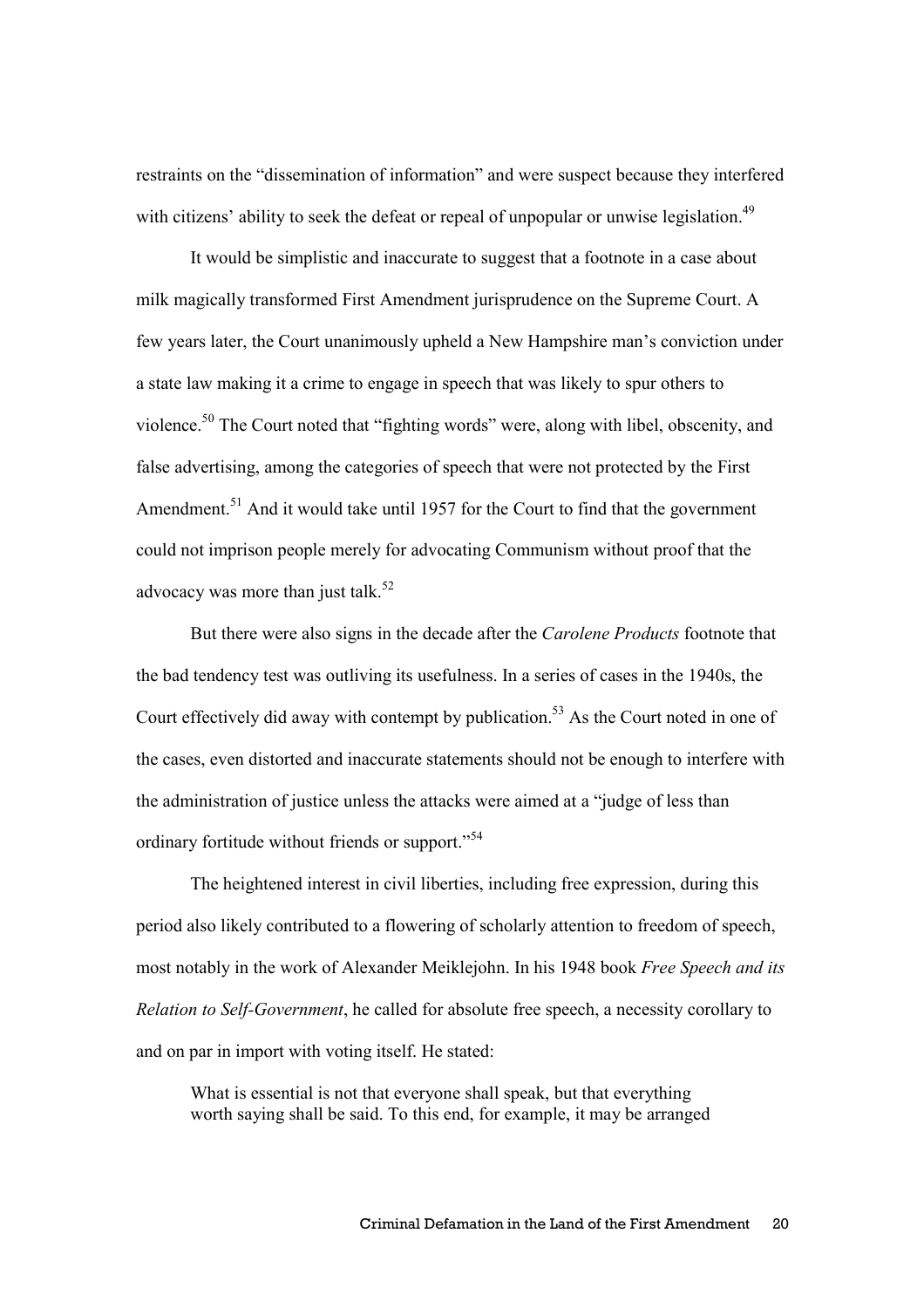restraints on the "dissemination of information" and were suspect because they interfered with citizens' ability to seek the defeat or repeal of unpopular or unwise legislation.[49]

It would be simplistic and inaccurate to suggest that a footnote in a case about milk magically transformed First Amendment jurisprudence on the Supreme Court. A few years later, the Court unanimously upheld a New Hampshire man's conviction under a state law making it a crime to engage in speech that was likely to spur others to violence.[50] The Court noted that "fighting words" were, along with libel, obscenity, and false advertising, among the categories of speech that were not protected by the First Amendment.[51] And it would take until 1957 for the Court to find that the government could not imprison people merely for advocating Communism without proof that the advocacy was more than just talk.[52]

But there were also signs in the decade after the *Carolene Products* footnote that the bad tendency test was outliving its usefulness. In a series of cases in the 1940s, the Court effectively did away with contempt by publication.[53] As the Court noted in one of the cases, even distorted and inaccurate statements should not be enough to interfere with the administration of justice unless the attacks were aimed at a "judge of less than ordinary fortitude without friends or support."[54]

The heightened interest in civil liberties, including free expression, during this period also likely contributed to a flowering of scholarly attention to freedom of speech, most notably in the work of Alexander Meiklejohn. In his 1948 book *Free Speech and its Relation to Self-Government*, he called for absolute free speech, a necessity corollary to and on par in import with voting itself. He stated:

> What is essential is not that everyone shall speak, but that everything worth saying shall be said. To this end, for example, it may be arranged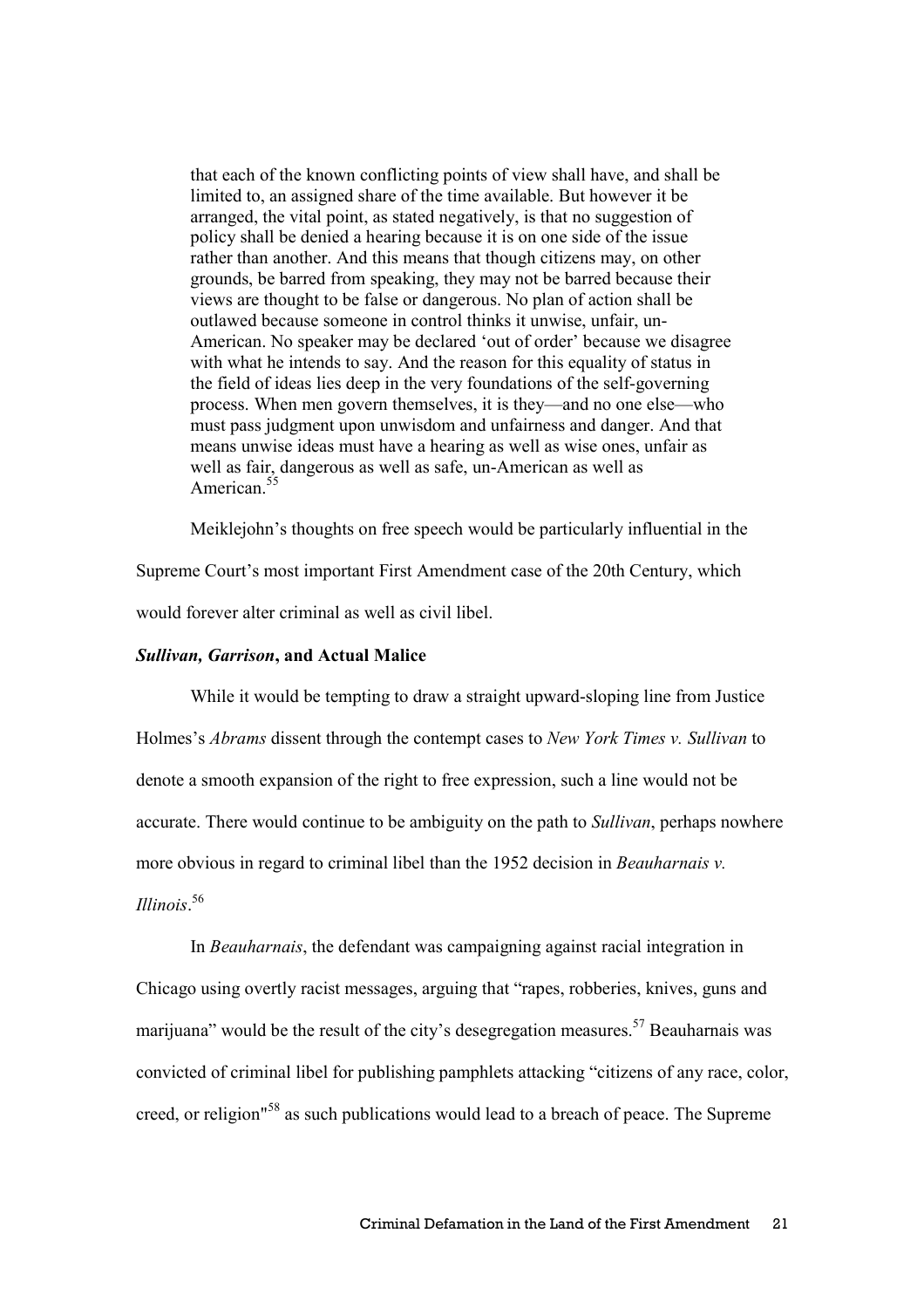> that each of the known conflicting points of view shall have, and shall be limited to, an assigned share of the time available. But however it be arranged, the vital point, as stated negatively, is that no suggestion of policy shall be denied a hearing because it is on one side of the issue rather than another. And this means that though citizens may, on other grounds, be barred from speaking, they may not be barred because their views are thought to be false or dangerous. No plan of action shall be outlawed because someone in control thinks it unwise, unfair, un-American. No speaker may be declared 'out of order' because we disagree with what he intends to say. And the reason for this equality of status in the field of ideas lies deep in the very foundations of the self-governing process. When men govern themselves, it is they—and no one else—who must pass judgment upon unwisdom and unfairness and danger. And that means unwise ideas must have a hearing as well as wise ones, unfair as well as fair, dangerous as well as safe, un-American as well as American.[55]

Meiklejohn's thoughts on free speech would be particularly influential in the Supreme Court's most important First Amendment case of the 20th Century, which would forever alter criminal as well as civil libel.

### ***Sullivan, Garrison*, and Actual Malice**

While it would be tempting to draw a straight upward-sloping line from Justice Holmes's *Abrams* dissent through the contempt cases to *New York Times v. Sullivan* to denote a smooth expansion of the right to free expression, such a line would not be accurate. There would continue to be ambiguity on the path to *Sullivan*, perhaps nowhere more obvious in regard to criminal libel than the 1952 decision in *Beauharnais v. Illinois*.[56]

In *Beauharnais*, the defendant was campaigning against racial integration in Chicago using overtly racist messages, arguing that "rapes, robberies, knives, guns and marijuana" would be the result of the city's desegregation measures.[57] Beauharnais was convicted of criminal libel for publishing pamphlets attacking "citizens of any race, color, creed, or religion"[58] as such publications would lead to a breach of peace. The Supreme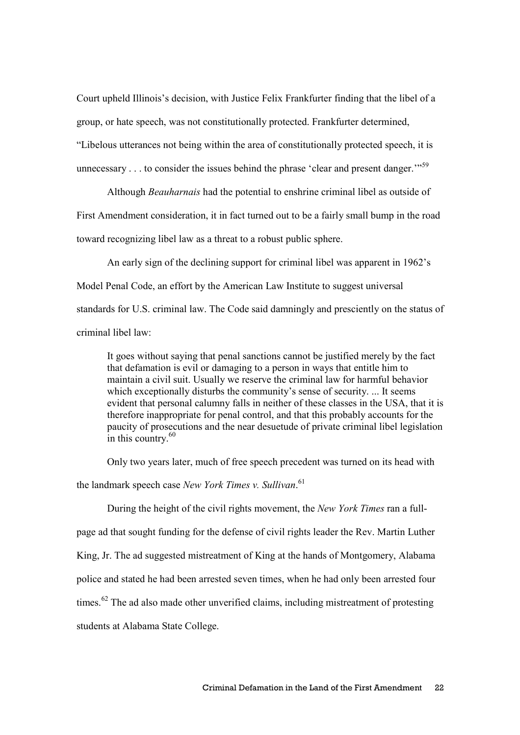Court upheld Illinois's decision, with Justice Felix Frankfurter finding that the libel of a group, or hate speech, was not constitutionally protected. Frankfurter determined, "Libelous utterances not being within the area of constitutionally protected speech, it is unnecessary . . . to consider the issues behind the phrase 'clear and present danger.'"[59]

Although *Beauharnais* had the potential to enshrine criminal libel as outside of First Amendment consideration, it in fact turned out to be a fairly small bump in the road toward recognizing libel law as a threat to a robust public sphere.

An early sign of the declining support for criminal libel was apparent in 1962's Model Penal Code, an effort by the American Law Institute to suggest universal standards for U.S. criminal law. The Code said damningly and presciently on the status of criminal libel law:

> It goes without saying that penal sanctions cannot be justified merely by the fact that defamation is evil or damaging to a person in ways that entitle him to maintain a civil suit. Usually we reserve the criminal law for harmful behavior which exceptionally disturbs the community's sense of security. ... It seems evident that personal calumny falls in neither of these classes in the USA, that it is therefore inappropriate for penal control, and that this probably accounts for the paucity of prosecutions and the near desuetude of private criminal libel legislation in this country.[60]

Only two years later, much of free speech precedent was turned on its head with the landmark speech case *New York Times v. Sullivan*.[61]

During the height of the civil rights movement, the *New York Times* ran a full-page ad that sought funding for the defense of civil rights leader the Rev. Martin Luther King, Jr. The ad suggested mistreatment of King at the hands of Montgomery, Alabama police and stated he had been arrested seven times, when he had only been arrested four times.[62] The ad also made other unverified claims, including mistreatment of protesting students at Alabama State College.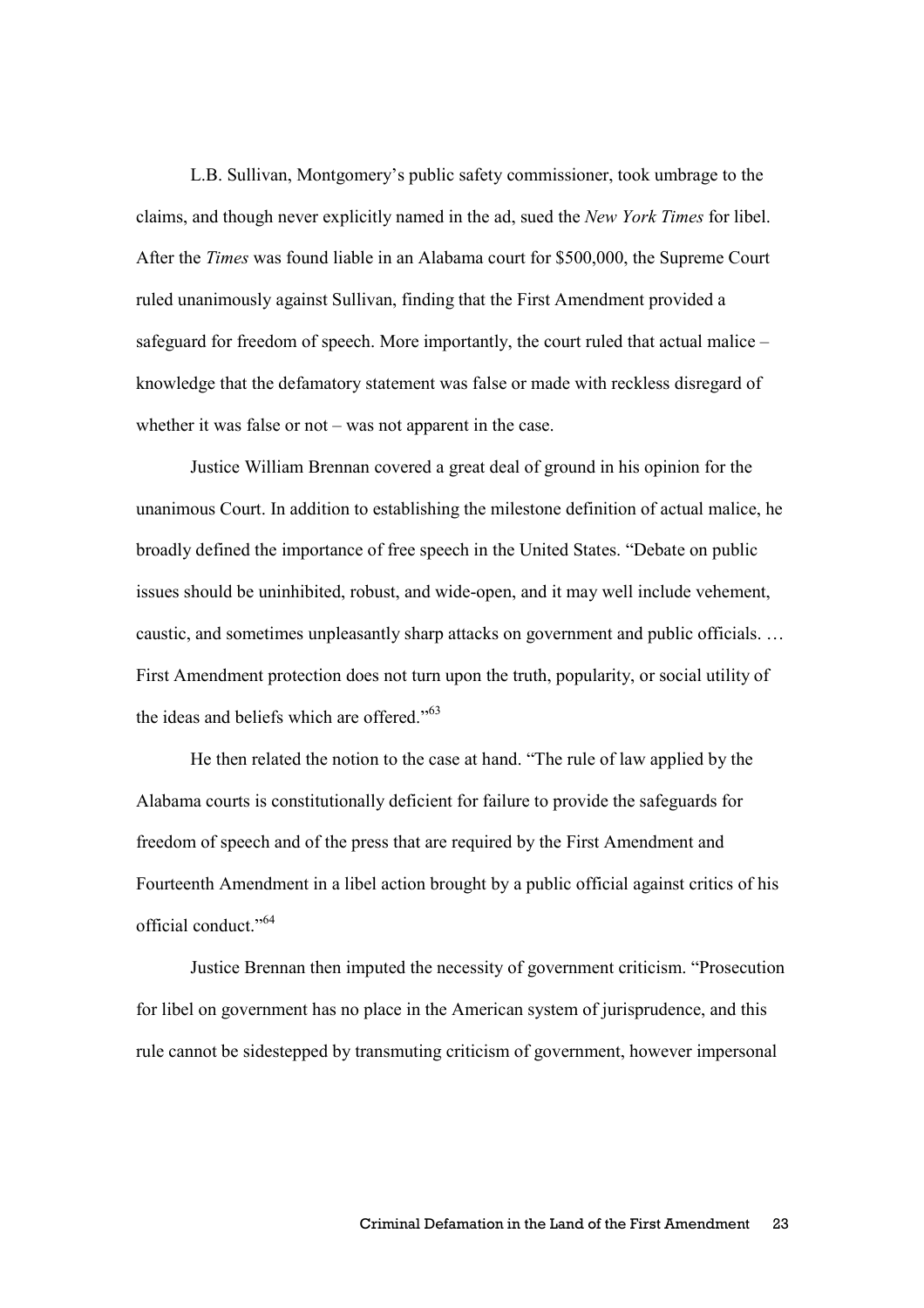L.B. Sullivan, Montgomery's public safety commissioner, took umbrage to the claims, and though never explicitly named in the ad, sued the *New York Times* for libel. After the *Times* was found liable in an Alabama court for $500,000, the Supreme Court ruled unanimously against Sullivan, finding that the First Amendment provided a safeguard for freedom of speech. More importantly, the court ruled that actual malice – knowledge that the defamatory statement was false or made with reckless disregard of whether it was false or not – was not apparent in the case.

Justice William Brennan covered a great deal of ground in his opinion for the unanimous Court. In addition to establishing the milestone definition of actual malice, he broadly defined the importance of free speech in the United States. "Debate on public issues should be uninhibited, robust, and wide-open, and it may well include vehement, caustic, and sometimes unpleasantly sharp attacks on government and public officials. … First Amendment protection does not turn upon the truth, popularity, or social utility of the ideas and beliefs which are offered."[63]

He then related the notion to the case at hand. "The rule of law applied by the Alabama courts is constitutionally deficient for failure to provide the safeguards for freedom of speech and of the press that are required by the First Amendment and Fourteenth Amendment in a libel action brought by a public official against critics of his official conduct."[64]

Justice Brennan then imputed the necessity of government criticism. "Prosecution for libel on government has no place in the American system of jurisprudence, and this rule cannot be sidestepped by transmuting criticism of government, however impersonal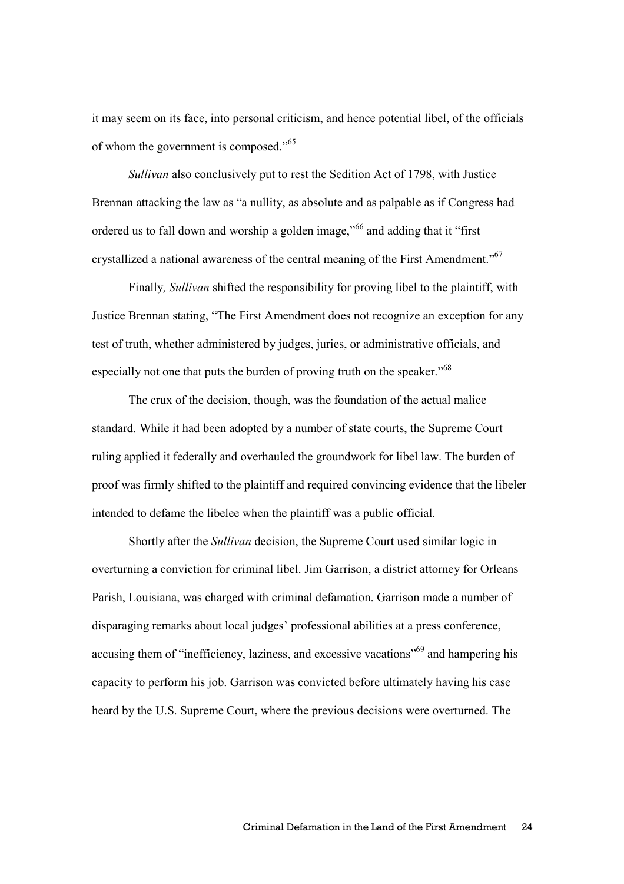it may seem on its face, into personal criticism, and hence potential libel, of the officials of whom the government is composed."[65]

*Sullivan* also conclusively put to rest the Sedition Act of 1798, with Justice Brennan attacking the law as "a nullity, as absolute and as palpable as if Congress had ordered us to fall down and worship a golden image,"[66] and adding that it "first crystallized a national awareness of the central meaning of the First Amendment."[67]

Finally*, Sullivan* shifted the responsibility for proving libel to the plaintiff, with Justice Brennan stating, "The First Amendment does not recognize an exception for any test of truth, whether administered by judges, juries, or administrative officials, and especially not one that puts the burden of proving truth on the speaker."[68]

The crux of the decision, though, was the foundation of the actual malice standard. While it had been adopted by a number of state courts, the Supreme Court ruling applied it federally and overhauled the groundwork for libel law. The burden of proof was firmly shifted to the plaintiff and required convincing evidence that the libeler intended to defame the libelee when the plaintiff was a public official.

Shortly after the *Sullivan* decision, the Supreme Court used similar logic in overturning a conviction for criminal libel. Jim Garrison, a district attorney for Orleans Parish, Louisiana, was charged with criminal defamation. Garrison made a number of disparaging remarks about local judges' professional abilities at a press conference, accusing them of "inefficiency, laziness, and excessive vacations"[69] and hampering his capacity to perform his job. Garrison was convicted before ultimately having his case heard by the U.S. Supreme Court, where the previous decisions were overturned. The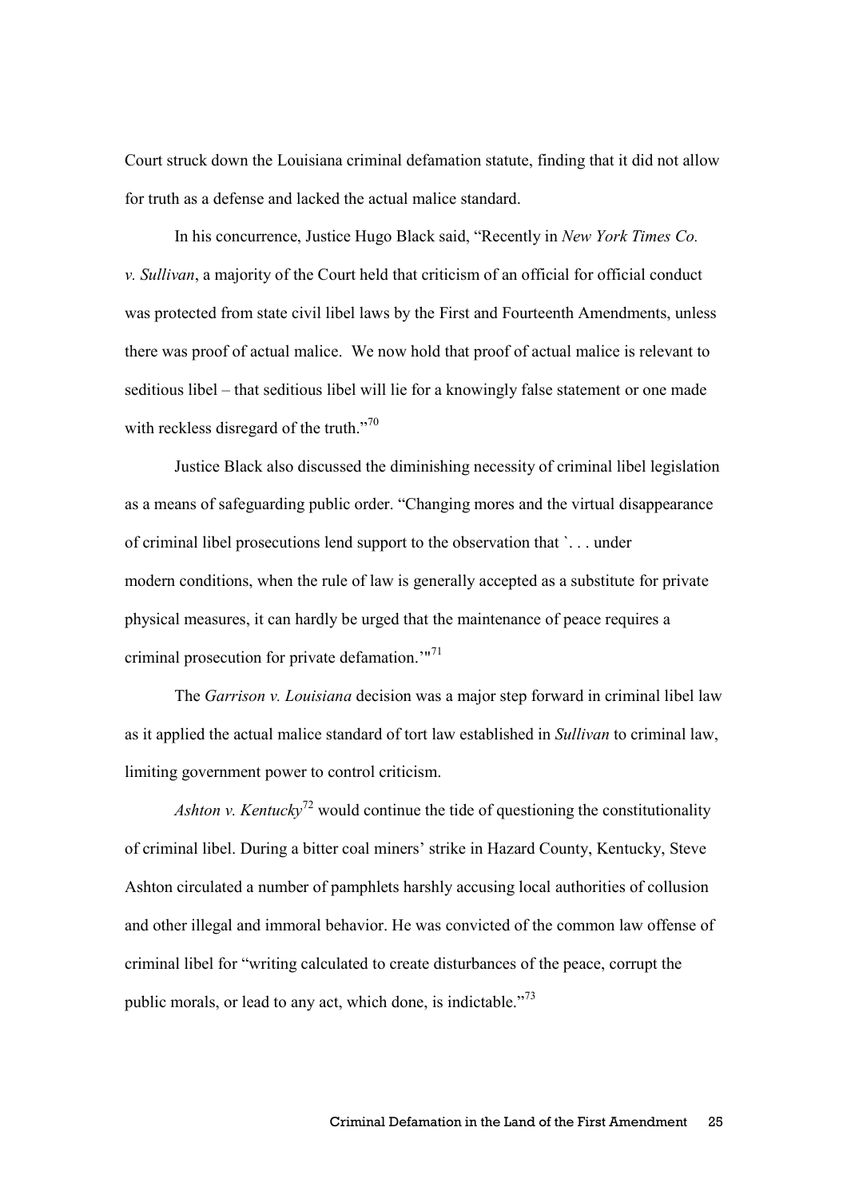Court struck down the Louisiana criminal defamation statute, finding that it did not allow for truth as a defense and lacked the actual malice standard.

In his concurrence, Justice Hugo Black said, "Recently in *New York Times Co. v. Sullivan*, a majority of the Court held that criticism of an official for official conduct was protected from state civil libel laws by the First and Fourteenth Amendments, unless there was proof of actual malice. We now hold that proof of actual malice is relevant to seditious libel – that seditious libel will lie for a knowingly false statement or one made with reckless disregard of the truth."[70]

Justice Black also discussed the diminishing necessity of criminal libel legislation as a means of safeguarding public order. "Changing mores and the virtual disappearance of criminal libel prosecutions lend support to the observation that `. . . under modern conditions, when the rule of law is generally accepted as a substitute for private physical measures, it can hardly be urged that the maintenance of peace requires a criminal prosecution for private defamation.'"[71]

The *Garrison v. Louisiana* decision was a major step forward in criminal libel law as it applied the actual malice standard of tort law established in *Sullivan* to criminal law, limiting government power to control criticism.

*Ashton v. Kentucky*[72] would continue the tide of questioning the constitutionality of criminal libel. During a bitter coal miners' strike in Hazard County, Kentucky, Steve Ashton circulated a number of pamphlets harshly accusing local authorities of collusion and other illegal and immoral behavior. He was convicted of the common law offense of criminal libel for "writing calculated to create disturbances of the peace, corrupt the public morals, or lead to any act, which done, is indictable."[73]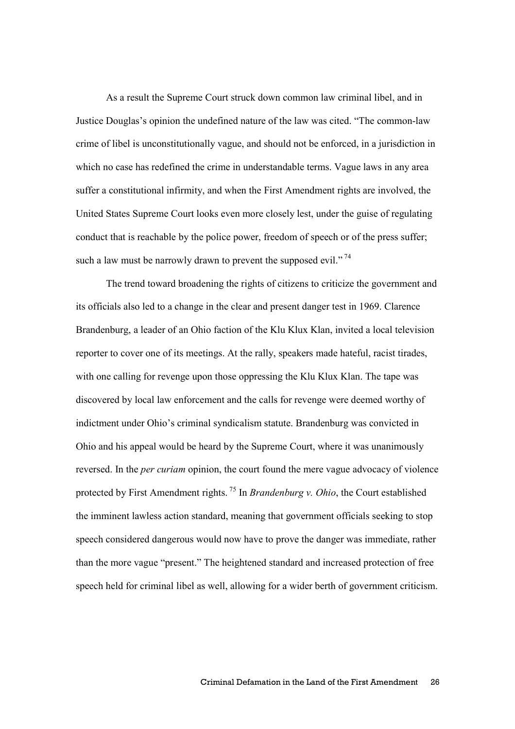As a result the Supreme Court struck down common law criminal libel, and in Justice Douglas's opinion the undefined nature of the law was cited. "The common-law crime of libel is unconstitutionally vague, and should not be enforced, in a jurisdiction in which no case has redefined the crime in understandable terms. Vague laws in any area suffer a constitutional infirmity, and when the First Amendment rights are involved, the United States Supreme Court looks even more closely lest, under the guise of regulating conduct that is reachable by the police power, freedom of speech or of the press suffer; such a law must be narrowly drawn to prevent the supposed evil."[74]

The trend toward broadening the rights of citizens to criticize the government and its officials also led to a change in the clear and present danger test in 1969. Clarence Brandenburg, a leader of an Ohio faction of the Klu Klux Klan, invited a local television reporter to cover one of its meetings. At the rally, speakers made hateful, racist tirades, with one calling for revenge upon those oppressing the Klu Klux Klan. The tape was discovered by local law enforcement and the calls for revenge were deemed worthy of indictment under Ohio's criminal syndicalism statute. Brandenburg was convicted in Ohio and his appeal would be heard by the Supreme Court, where it was unanimously reversed. In the *per curiam* opinion, the court found the mere vague advocacy of violence protected by First Amendment rights.[75] In *Brandenburg v. Ohio*, the Court established the imminent lawless action standard, meaning that government officials seeking to stop speech considered dangerous would now have to prove the danger was immediate, rather than the more vague "present." The heightened standard and increased protection of free speech held for criminal libel as well, allowing for a wider berth of government criticism.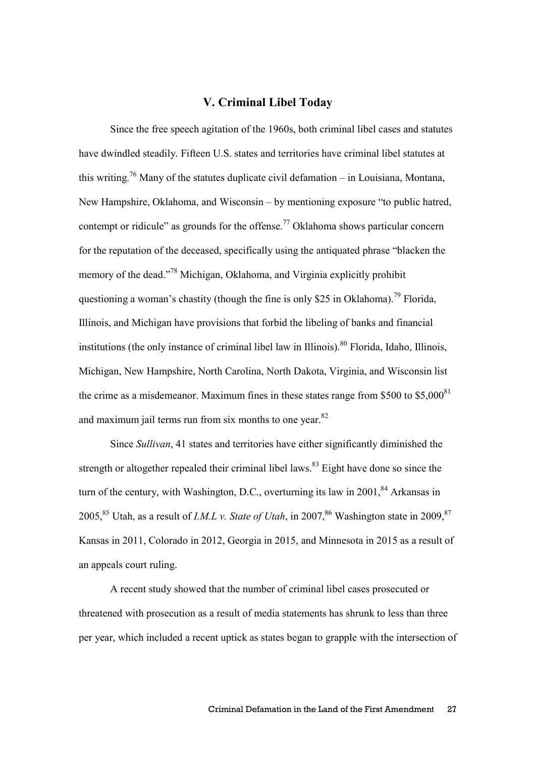## V. Criminal Libel Today

Since the free speech agitation of the 1960s, both criminal libel cases and statutes have dwindled steadily. Fifteen U.S. states and territories have criminal libel statutes at this writing.[76] Many of the statutes duplicate civil defamation – in Louisiana, Montana, New Hampshire, Oklahoma, and Wisconsin – by mentioning exposure "to public hatred, contempt or ridicule" as grounds for the offense.[77] Oklahoma shows particular concern for the reputation of the deceased, specifically using the antiquated phrase "blacken the memory of the dead."[78] Michigan, Oklahoma, and Virginia explicitly prohibit questioning a woman's chastity (though the fine is only $25 in Oklahoma).[79] Florida, Illinois, and Michigan have provisions that forbid the libeling of banks and financial institutions (the only instance of criminal libel law in Illinois).[80] Florida, Idaho, Illinois, Michigan, New Hampshire, North Carolina, North Dakota, Virginia, and Wisconsin list the crime as a misdemeanor. Maximum fines in these states range from $500 to $5,000[81] and maximum jail terms run from six months to one year.[82]

Since *Sullivan*, 41 states and territories have either significantly diminished the strength or altogether repealed their criminal libel laws.[83] Eight have done so since the turn of the century, with Washington, D.C., overturning its law in 2001,[84] Arkansas in 2005,[85] Utah, as a result of *I.M.L v. State of Utah*, in 2007,[86] Washington state in 2009,[87] Kansas in 2011, Colorado in 2012, Georgia in 2015, and Minnesota in 2015 as a result of an appeals court ruling.

A recent study showed that the number of criminal libel cases prosecuted or threatened with prosecution as a result of media statements has shrunk to less than three per year, which included a recent uptick as states began to grapple with the intersection of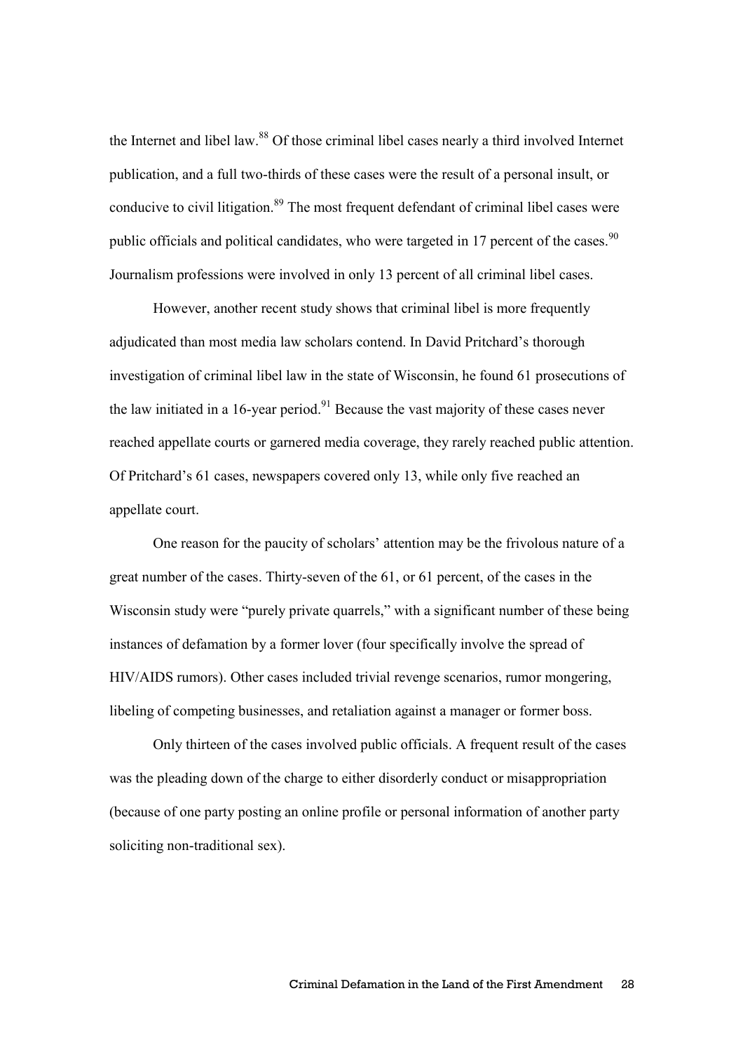the Internet and libel law.[88] Of those criminal libel cases nearly a third involved Internet publication, and a full two-thirds of these cases were the result of a personal insult, or conducive to civil litigation.[89] The most frequent defendant of criminal libel cases were public officials and political candidates, who were targeted in 17 percent of the cases.[90] Journalism professions were involved in only 13 percent of all criminal libel cases.

However, another recent study shows that criminal libel is more frequently adjudicated than most media law scholars contend. In David Pritchard's thorough investigation of criminal libel law in the state of Wisconsin, he found 61 prosecutions of the law initiated in a 16-year period.[91] Because the vast majority of these cases never reached appellate courts or garnered media coverage, they rarely reached public attention. Of Pritchard's 61 cases, newspapers covered only 13, while only five reached an appellate court.

One reason for the paucity of scholars' attention may be the frivolous nature of a great number of the cases. Thirty-seven of the 61, or 61 percent, of the cases in the Wisconsin study were "purely private quarrels," with a significant number of these being instances of defamation by a former lover (four specifically involve the spread of HIV/AIDS rumors). Other cases included trivial revenge scenarios, rumor mongering, libeling of competing businesses, and retaliation against a manager or former boss.

Only thirteen of the cases involved public officials. A frequent result of the cases was the pleading down of the charge to either disorderly conduct or misappropriation (because of one party posting an online profile or personal information of another party soliciting non-traditional sex).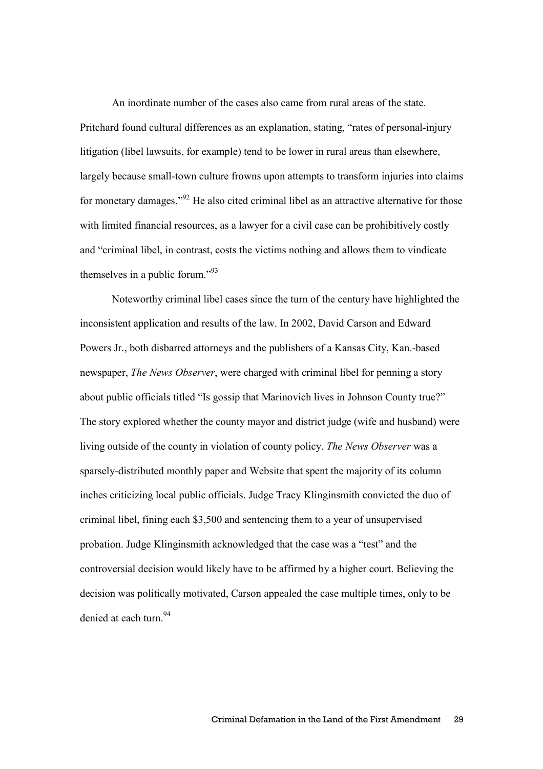An inordinate number of the cases also came from rural areas of the state. Pritchard found cultural differences as an explanation, stating, "rates of personal-injury litigation (libel lawsuits, for example) tend to be lower in rural areas than elsewhere, largely because small-town culture frowns upon attempts to transform injuries into claims for monetary damages."[92] He also cited criminal libel as an attractive alternative for those with limited financial resources, as a lawyer for a civil case can be prohibitively costly and "criminal libel, in contrast, costs the victims nothing and allows them to vindicate themselves in a public forum."[93]

Noteworthy criminal libel cases since the turn of the century have highlighted the inconsistent application and results of the law. In 2002, David Carson and Edward Powers Jr., both disbarred attorneys and the publishers of a Kansas City, Kan.-based newspaper, *The News Observer*, were charged with criminal libel for penning a story about public officials titled "Is gossip that Marinovich lives in Johnson County true?" The story explored whether the county mayor and district judge (wife and husband) were living outside of the county in violation of county policy. *The News Observer* was a sparsely-distributed monthly paper and Website that spent the majority of its column inches criticizing local public officials. Judge Tracy Klinginsmith convicted the duo of criminal libel, fining each $3,500 and sentencing them to a year of unsupervised probation. Judge Klinginsmith acknowledged that the case was a "test" and the controversial decision would likely have to be affirmed by a higher court. Believing the decision was politically motivated, Carson appealed the case multiple times, only to be denied at each turn.[94]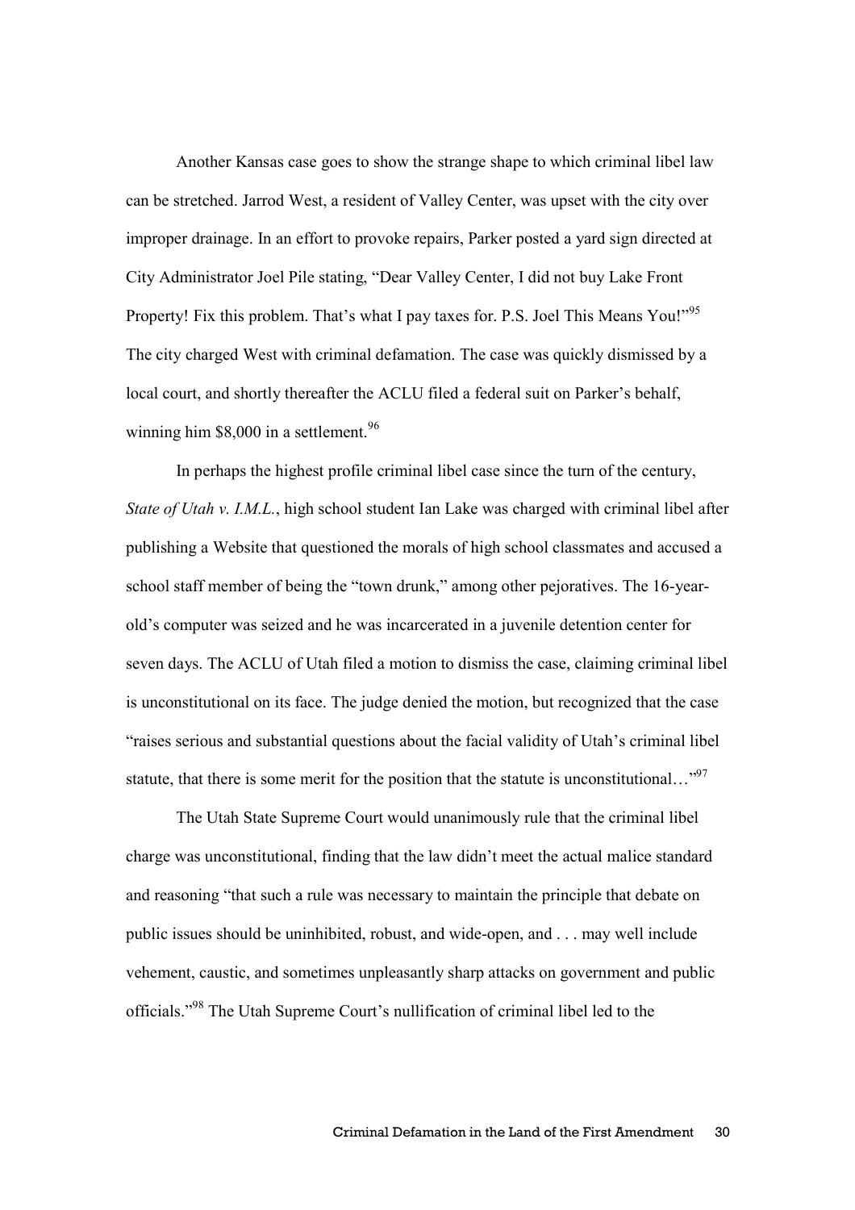Another Kansas case goes to show the strange shape to which criminal libel law can be stretched. Jarrod West, a resident of Valley Center, was upset with the city over improper drainage. In an effort to provoke repairs, Parker posted a yard sign directed at City Administrator Joel Pile stating, "Dear Valley Center, I did not buy Lake Front Property! Fix this problem. That's what I pay taxes for. P.S. Joel This Means You!"[95] The city charged West with criminal defamation. The case was quickly dismissed by a local court, and shortly thereafter the ACLU filed a federal suit on Parker's behalf, winning him $8,000 in a settlement.[96]

In perhaps the highest profile criminal libel case since the turn of the century, *State of Utah v. I.M.L.*, high school student Ian Lake was charged with criminal libel after publishing a Website that questioned the morals of high school classmates and accused a school staff member of being the "town drunk," among other pejoratives. The 16-year-old's computer was seized and he was incarcerated in a juvenile detention center for seven days. The ACLU of Utah filed a motion to dismiss the case, claiming criminal libel is unconstitutional on its face. The judge denied the motion, but recognized that the case "raises serious and substantial questions about the facial validity of Utah's criminal libel statute, that there is some merit for the position that the statute is unconstitutional…"[97]

The Utah State Supreme Court would unanimously rule that the criminal libel charge was unconstitutional, finding that the law didn't meet the actual malice standard and reasoning "that such a rule was necessary to maintain the principle that debate on public issues should be uninhibited, robust, and wide-open, and . . . may well include vehement, caustic, and sometimes unpleasantly sharp attacks on government and public officials."[98] The Utah Supreme Court's nullification of criminal libel led to the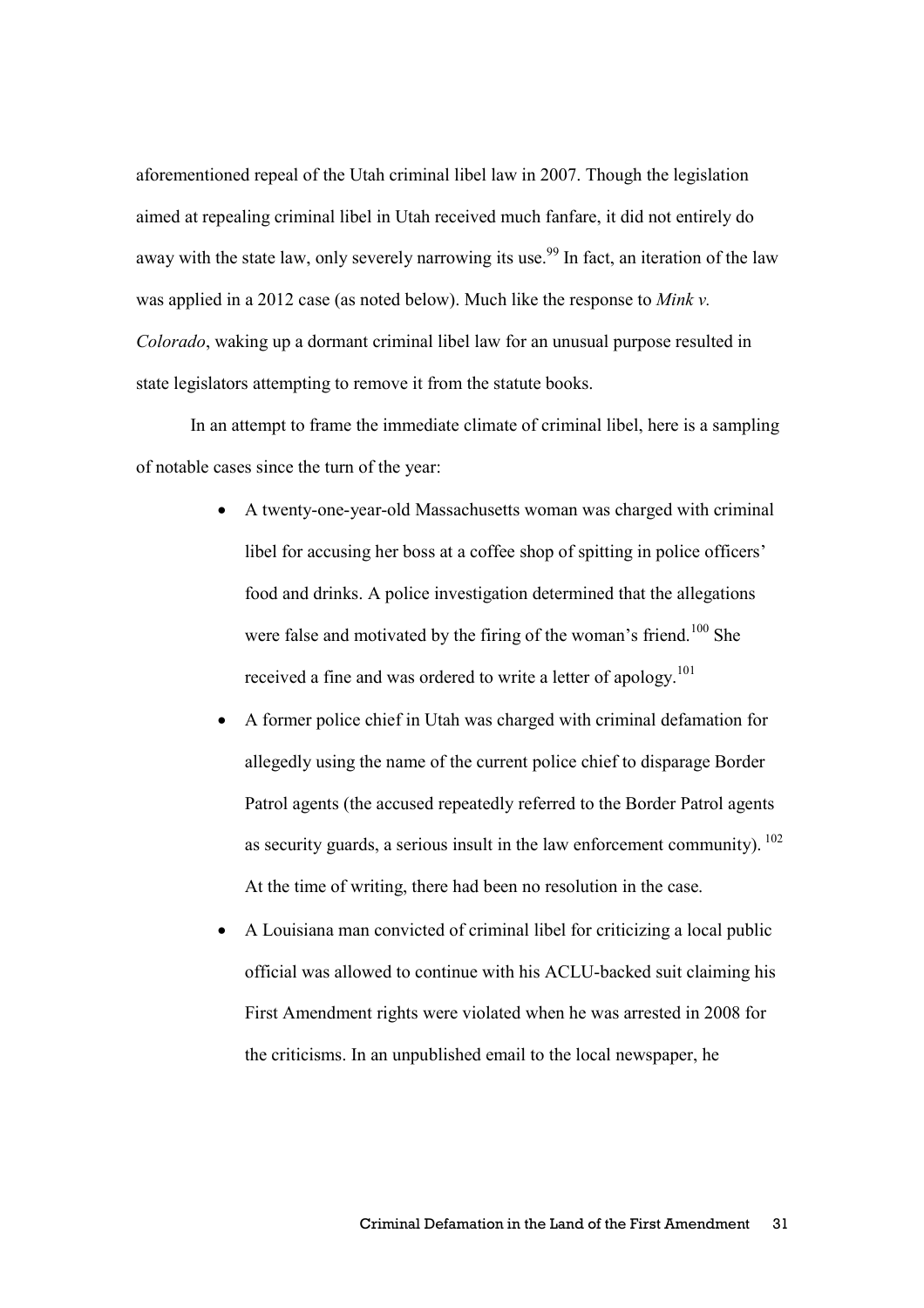aforementioned repeal of the Utah criminal libel law in 2007. Though the legislation aimed at repealing criminal libel in Utah received much fanfare, it did not entirely do away with the state law, only severely narrowing its use.[99] In fact, an iteration of the law was applied in a 2012 case (as noted below). Much like the response to *Mink v. Colorado*, waking up a dormant criminal libel law for an unusual purpose resulted in state legislators attempting to remove it from the statute books.

In an attempt to frame the immediate climate of criminal libel, here is a sampling of notable cases since the turn of the year:

- A twenty-one-year-old Massachusetts woman was charged with criminal libel for accusing her boss at a coffee shop of spitting in police officers' food and drinks. A police investigation determined that the allegations were false and motivated by the firing of the woman's friend.[100] She received a fine and was ordered to write a letter of apology.[101]
- A former police chief in Utah was charged with criminal defamation for allegedly using the name of the current police chief to disparage Border Patrol agents (the accused repeatedly referred to the Border Patrol agents as security guards, a serious insult in the law enforcement community).[102] At the time of writing, there had been no resolution in the case.
- A Louisiana man convicted of criminal libel for criticizing a local public official was allowed to continue with his ACLU-backed suit claiming his First Amendment rights were violated when he was arrested in 2008 for the criticisms. In an unpublished email to the local newspaper, he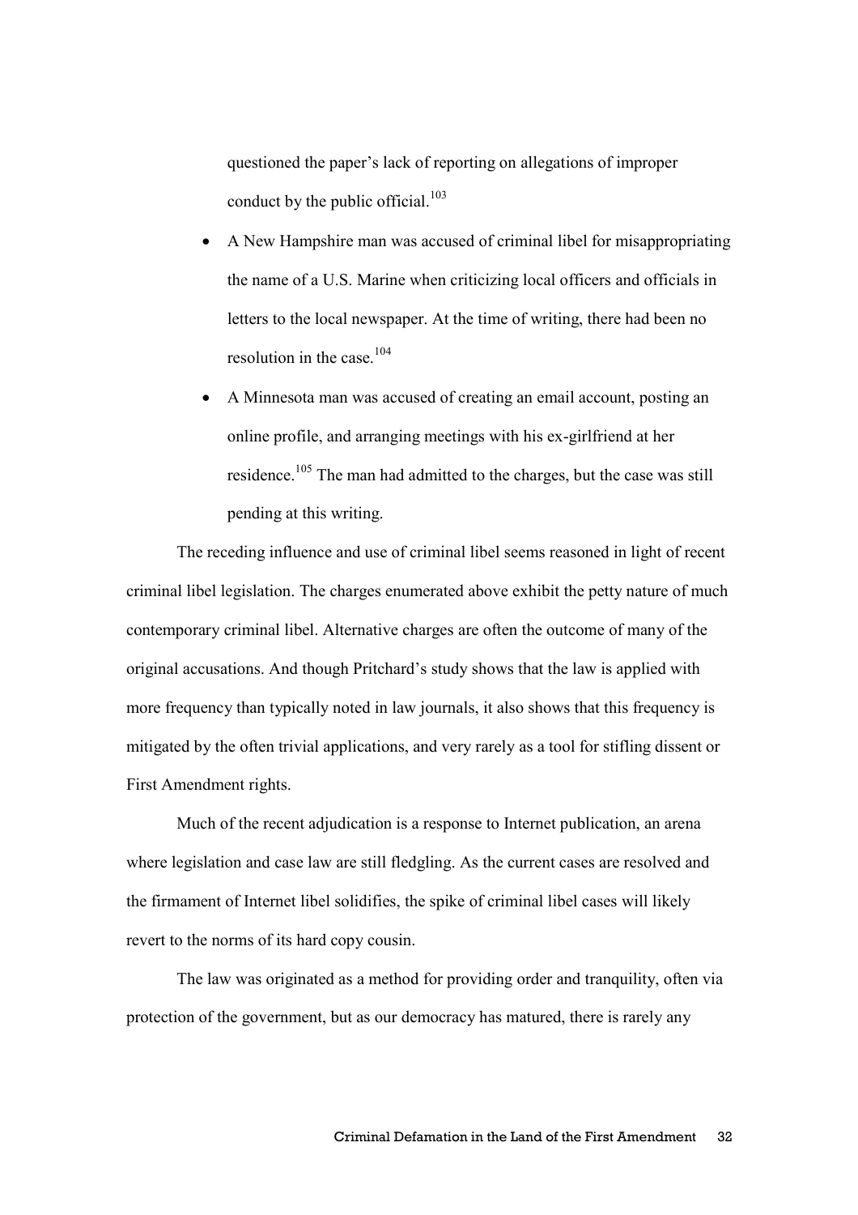questioned the paper's lack of reporting on allegations of improper conduct by the public official.[103]

- A New Hampshire man was accused of criminal libel for misappropriating the name of a U.S. Marine when criticizing local officers and officials in letters to the local newspaper. At the time of writing, there had been no resolution in the case.[104]
- A Minnesota man was accused of creating an email account, posting an online profile, and arranging meetings with his ex-girlfriend at her residence.[105] The man had admitted to the charges, but the case was still pending at this writing.

The receding influence and use of criminal libel seems reasoned in light of recent criminal libel legislation. The charges enumerated above exhibit the petty nature of much contemporary criminal libel. Alternative charges are often the outcome of many of the original accusations. And though Pritchard's study shows that the law is applied with more frequency than typically noted in law journals, it also shows that this frequency is mitigated by the often trivial applications, and very rarely as a tool for stifling dissent or First Amendment rights.

Much of the recent adjudication is a response to Internet publication, an arena where legislation and case law are still fledgling. As the current cases are resolved and the firmament of Internet libel solidifies, the spike of criminal libel cases will likely revert to the norms of its hard copy cousin.

The law was originated as a method for providing order and tranquility, often via protection of the government, but as our democracy has matured, there is rarely any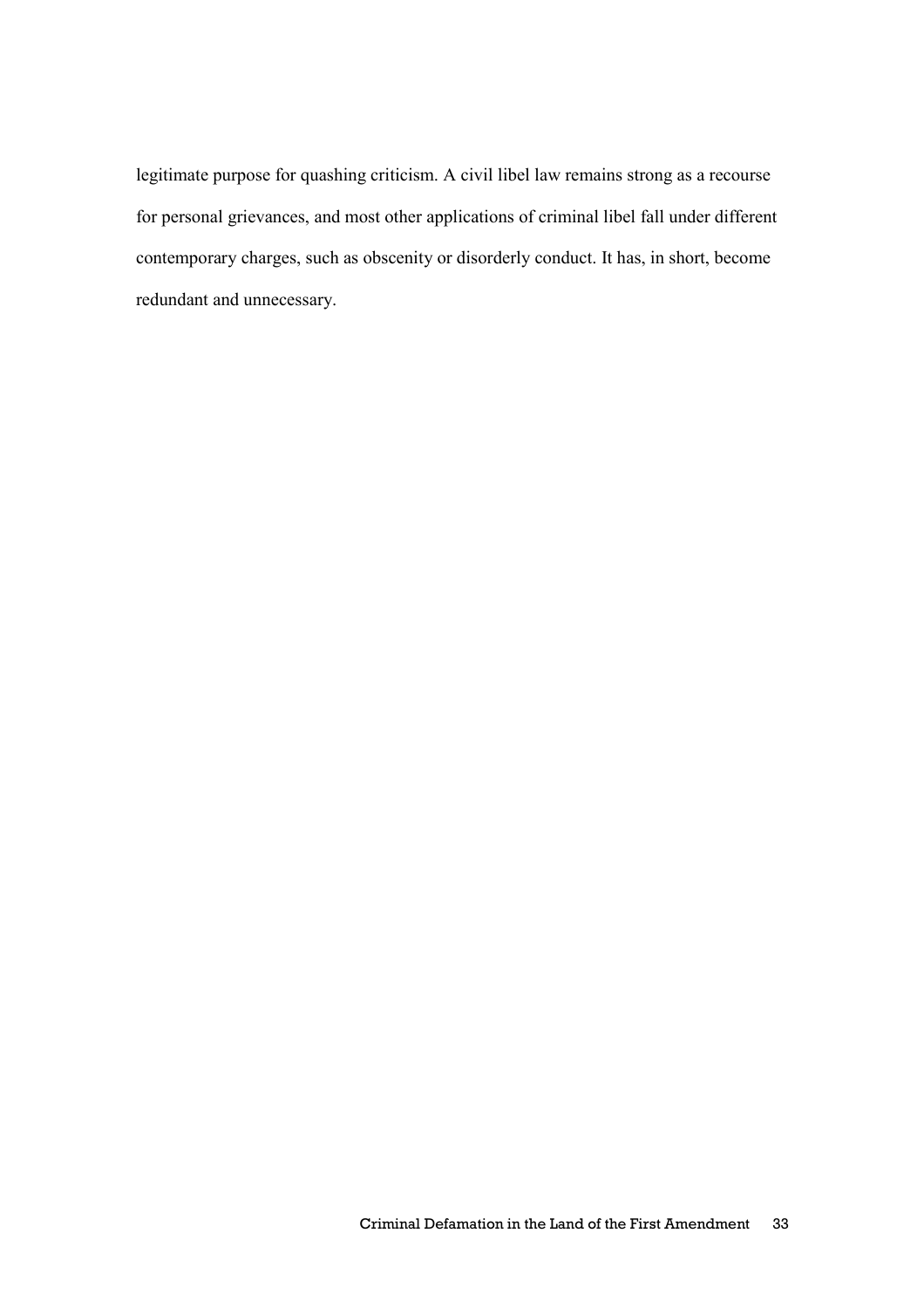legitimate purpose for quashing criticism. A civil libel law remains strong as a recourse for personal grievances, and most other applications of criminal libel fall under different contemporary charges, such as obscenity or disorderly conduct. It has, in short, become redundant and unnecessary.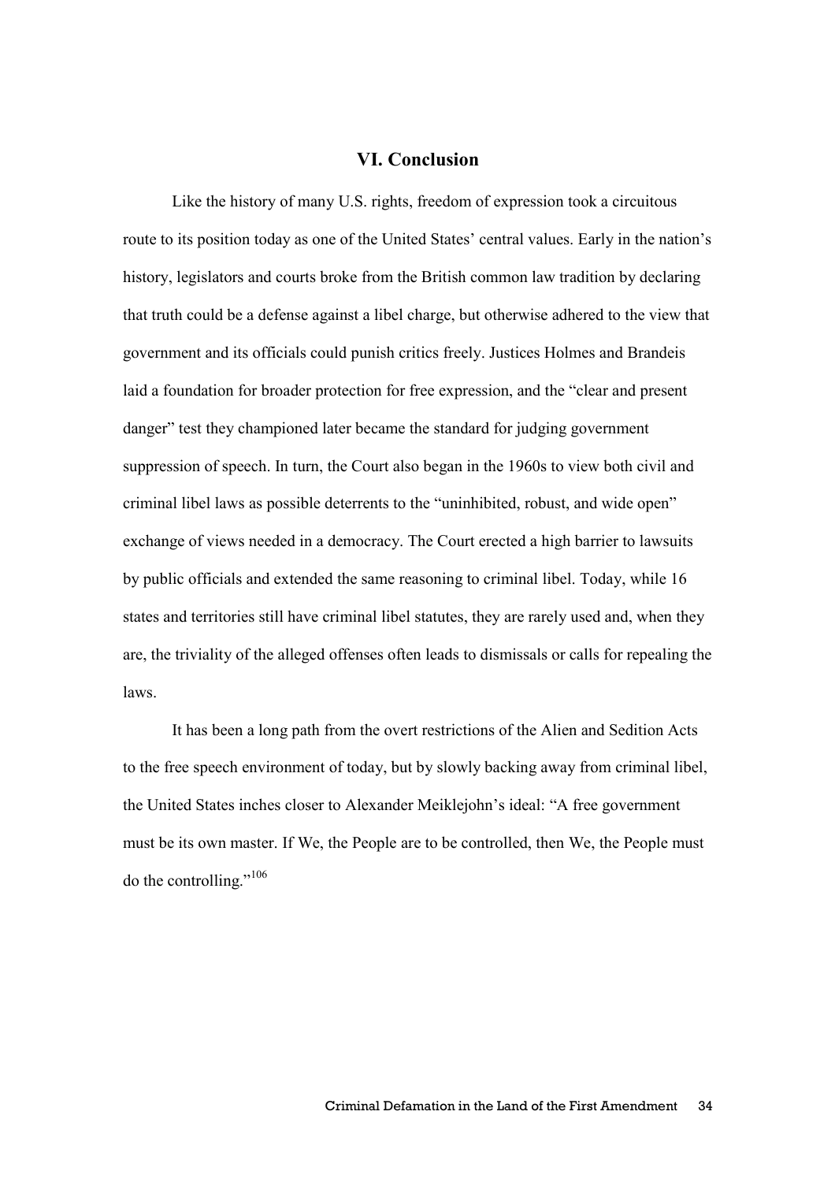## VI. Conclusion

Like the history of many U.S. rights, freedom of expression took a circuitous route to its position today as one of the United States' central values. Early in the nation's history, legislators and courts broke from the British common law tradition by declaring that truth could be a defense against a libel charge, but otherwise adhered to the view that government and its officials could punish critics freely. Justices Holmes and Brandeis laid a foundation for broader protection for free expression, and the "clear and present danger" test they championed later became the standard for judging government suppression of speech. In turn, the Court also began in the 1960s to view both civil and criminal libel laws as possible deterrents to the "uninhibited, robust, and wide open" exchange of views needed in a democracy. The Court erected a high barrier to lawsuits by public officials and extended the same reasoning to criminal libel. Today, while 16 states and territories still have criminal libel statutes, they are rarely used and, when they are, the triviality of the alleged offenses often leads to dismissals or calls for repealing the laws.

It has been a long path from the overt restrictions of the Alien and Sedition Acts to the free speech environment of today, but by slowly backing away from criminal libel, the United States inches closer to Alexander Meiklejohn's ideal: "A free government must be its own master. If We, the People are to be controlled, then We, the People must do the controlling."[106]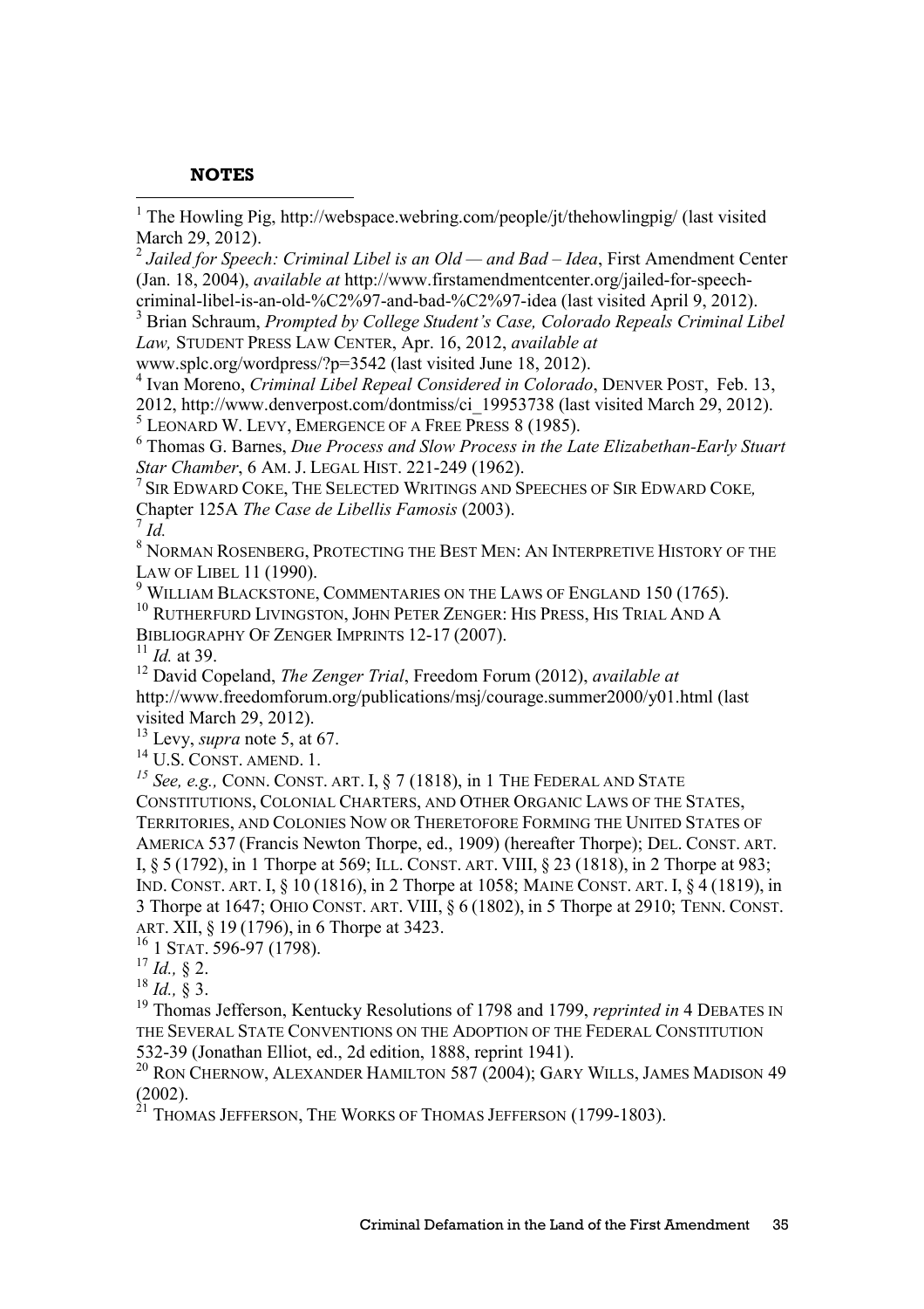**NOTES**

[1] The Howling Pig, http://webspace.webring.com/people/jt/thehowlingpig/ (last visited March 29, 2012).

[2] *Jailed for Speech: Criminal Libel is an Old — and Bad – Idea*, First Amendment Center (Jan. 18, 2004), *available at* http://www.firstamendmentcenter.org/jailed-for-speech-criminal-libel-is-an-old-%C2%97-and-bad-%C2%97-idea (last visited April 9, 2012).

[3] Brian Schraum, *Prompted by College Student's Case, Colorado Repeals Criminal Libel Law,* STUDENT PRESS LAW CENTER, Apr. 16, 2012, *available at* www.splc.org/wordpress/?p=3542 (last visited June 18, 2012).

[4] Ivan Moreno, *Criminal Libel Repeal Considered in Colorado*, DENVER POST, Feb. 13, 2012, http://www.denverpost.com/dontmiss/ci_19953738 (last visited March 29, 2012).

[5] LEONARD W. LEVY, EMERGENCE OF A FREE PRESS 8 (1985).

[6] Thomas G. Barnes, *Due Process and Slow Process in the Late Elizabethan-Early Stuart Star Chamber*, 6 AM. J. LEGAL HIST. 221-249 (1962).

[7] SIR EDWARD COKE, THE SELECTED WRITINGS AND SPEECHES OF SIR EDWARD COKE, Chapter 125A *The Case de Libellis Famosis* (2003).

[7] *Id.*

[8] NORMAN ROSENBERG, PROTECTING THE BEST MEN: AN INTERPRETIVE HISTORY OF THE LAW OF LIBEL 11 (1990).

[9] WILLIAM BLACKSTONE, COMMENTARIES ON THE LAWS OF ENGLAND 150 (1765).

[10] RUTHERFURD LIVINGSTON, JOHN PETER ZENGER: HIS PRESS, HIS TRIAL AND A BIBLIOGRAPHY OF ZENGER IMPRINTS 12-17 (2007).

[11] *Id.* at 39.

[12] David Copeland, *The Zenger Trial*, Freedom Forum (2012), *available at* http://www.freedomforum.org/publications/msj/courage.summer2000/y01.html (last visited March 29, 2012).

[13] Levy, *supra* note 5, at 67.

[14] U.S. CONST. AMEND. 1.

[15] *See, e.g.,* CONN. CONST. ART. I, § 7 (1818), in 1 THE FEDERAL AND STATE CONSTITUTIONS, COLONIAL CHARTERS, AND OTHER ORGANIC LAWS OF THE STATES, TERRITORIES, AND COLONIES NOW OR THERETOFORE FORMING THE UNITED STATES OF AMERICA 537 (Francis Newton Thorpe, ed., 1909) (hereafter Thorpe); DEL. CONST. ART. I, § 5 (1792), in 1 Thorpe at 569; ILL. CONST. ART. VIII, § 23 (1818), in 2 Thorpe at 983; IND. CONST. ART. I, § 10 (1816), in 2 Thorpe at 1058; MAINE CONST. ART. I, § 4 (1819), in 3 Thorpe at 1647; OHIO CONST. ART. VIII, § 6 (1802), in 5 Thorpe at 2910; TENN. CONST. ART. XII, § 19 (1796), in 6 Thorpe at 3423.

[16] 1 STAT. 596-97 (1798).

[17] *Id.,* § 2.

[18] *Id.,* § 3.

[19] Thomas Jefferson, Kentucky Resolutions of 1798 and 1799, *reprinted in* 4 DEBATES IN THE SEVERAL STATE CONVENTIONS ON THE ADOPTION OF THE FEDERAL CONSTITUTION 532-39 (Jonathan Elliot, ed., 2d edition, 1888, reprint 1941).

[20] RON CHERNOW, ALEXANDER HAMILTON 587 (2004); GARY WILLS, JAMES MADISON 49 (2002).

[21] THOMAS JEFFERSON, THE WORKS OF THOMAS JEFFERSON (1799-1803).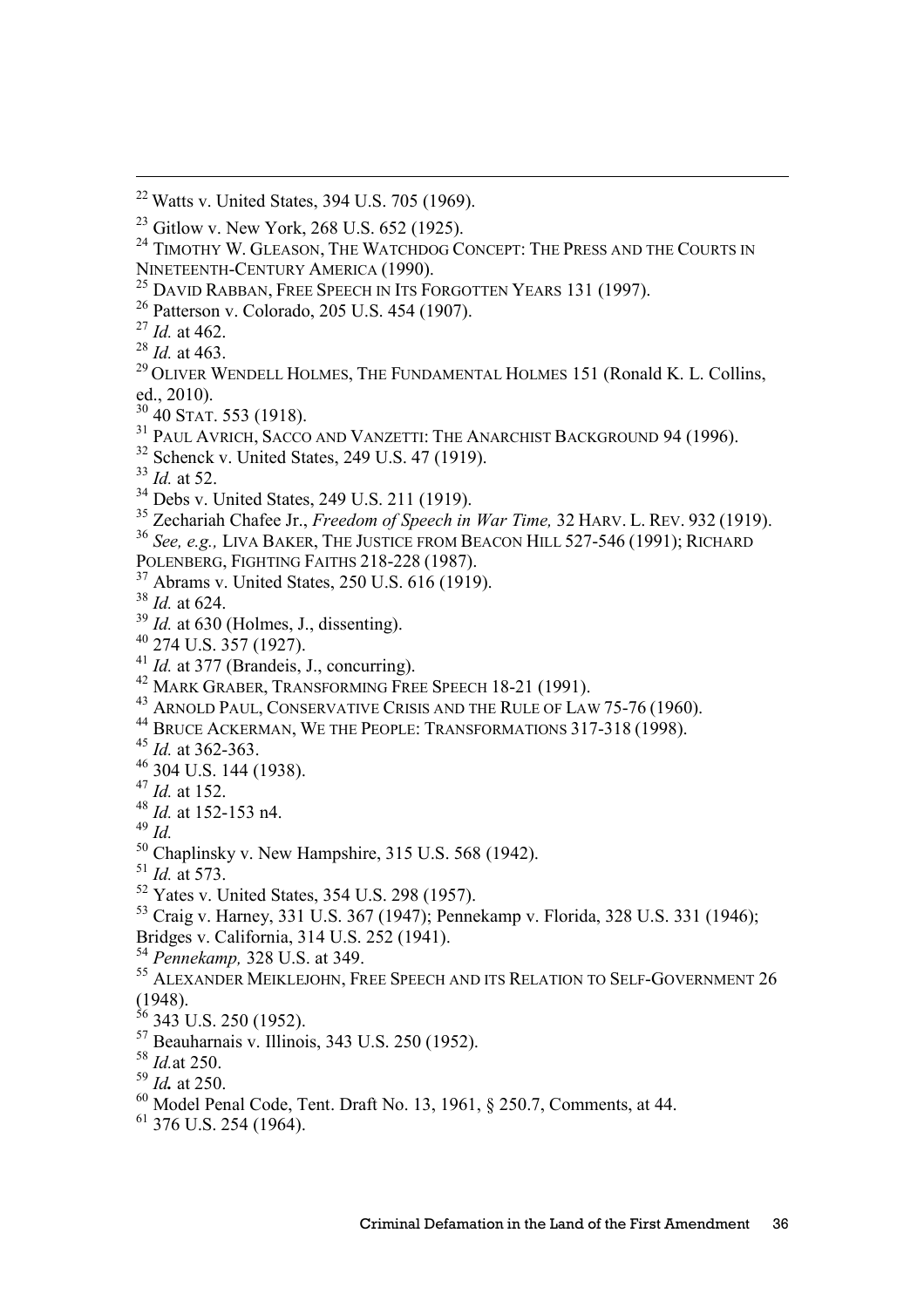[22] Watts v. United States, 394 U.S. 705 (1969).

[23] Gitlow v. New York, 268 U.S. 652 (1925).

[24] TIMOTHY W. GLEASON, THE WATCHDOG CONCEPT: THE PRESS AND THE COURTS IN NINETEENTH-CENTURY AMERICA (1990).

[25] DAVID RABBAN, FREE SPEECH IN ITS FORGOTTEN YEARS 131 (1997).

[26] Patterson v. Colorado, 205 U.S. 454 (1907).

[27] *Id.* at 462.

[28] *Id.* at 463.

[29] OLIVER WENDELL HOLMES, THE FUNDAMENTAL HOLMES 151 (Ronald K. L. Collins, ed., 2010).

[30] 40 STAT. 553 (1918).

[31] PAUL AVRICH, SACCO AND VANZETTI: THE ANARCHIST BACKGROUND 94 (1996).

[32] Schenck v. United States, 249 U.S. 47 (1919).

[33] *Id.* at 52.

[34] Debs v. United States, 249 U.S. 211 (1919).

[35] Zechariah Chafee Jr., *Freedom of Speech in War Time,* 32 HARV. L. REV. 932 (1919).

[36] *See, e.g.,* LIVA BAKER, THE JUSTICE FROM BEACON HILL 527-546 (1991); RICHARD POLENBERG, FIGHTING FAITHS 218-228 (1987).

[37] Abrams v. United States, 250 U.S. 616 (1919).

[38] *Id.* at 624.

[39] *Id.* at 630 (Holmes, J., dissenting).

[40] 274 U.S. 357 (1927).

[41] *Id.* at 377 (Brandeis, J., concurring).

[42] MARK GRABER, TRANSFORMING FREE SPEECH 18-21 (1991).

[43] ARNOLD PAUL, CONSERVATIVE CRISIS AND THE RULE OF LAW 75-76 (1960).

[44] BRUCE ACKERMAN, WE THE PEOPLE: TRANSFORMATIONS 317-318 (1998).

[45] *Id.* at 362-363.

[46] 304 U.S. 144 (1938).

[47] *Id.* at 152.

[48] *Id.* at 152-153 n4.

[49] *Id.*

[50] Chaplinsky v. New Hampshire, 315 U.S. 568 (1942).

[51] *Id.* at 573.

[52] Yates v. United States, 354 U.S. 298 (1957).

[53] Craig v. Harney, 331 U.S. 367 (1947); Pennekamp v. Florida, 328 U.S. 331 (1946); Bridges v. California, 314 U.S. 252 (1941).

[54] *Pennekamp,* 328 U.S. at 349.

[55] ALEXANDER MEIKLEJOHN, FREE SPEECH AND ITS RELATION TO SELF-GOVERNMENT 26 (1948).

[56] 343 U.S. 250 (1952).

[57] Beauharnais v. Illinois, 343 U.S. 250 (1952).

[58] *Id.*at 250.

[59] ***Id.*** at 250.

[60] Model Penal Code, Tent. Draft No. 13, 1961, § 250.7, Comments, at 44.

[61] 376 U.S. 254 (1964).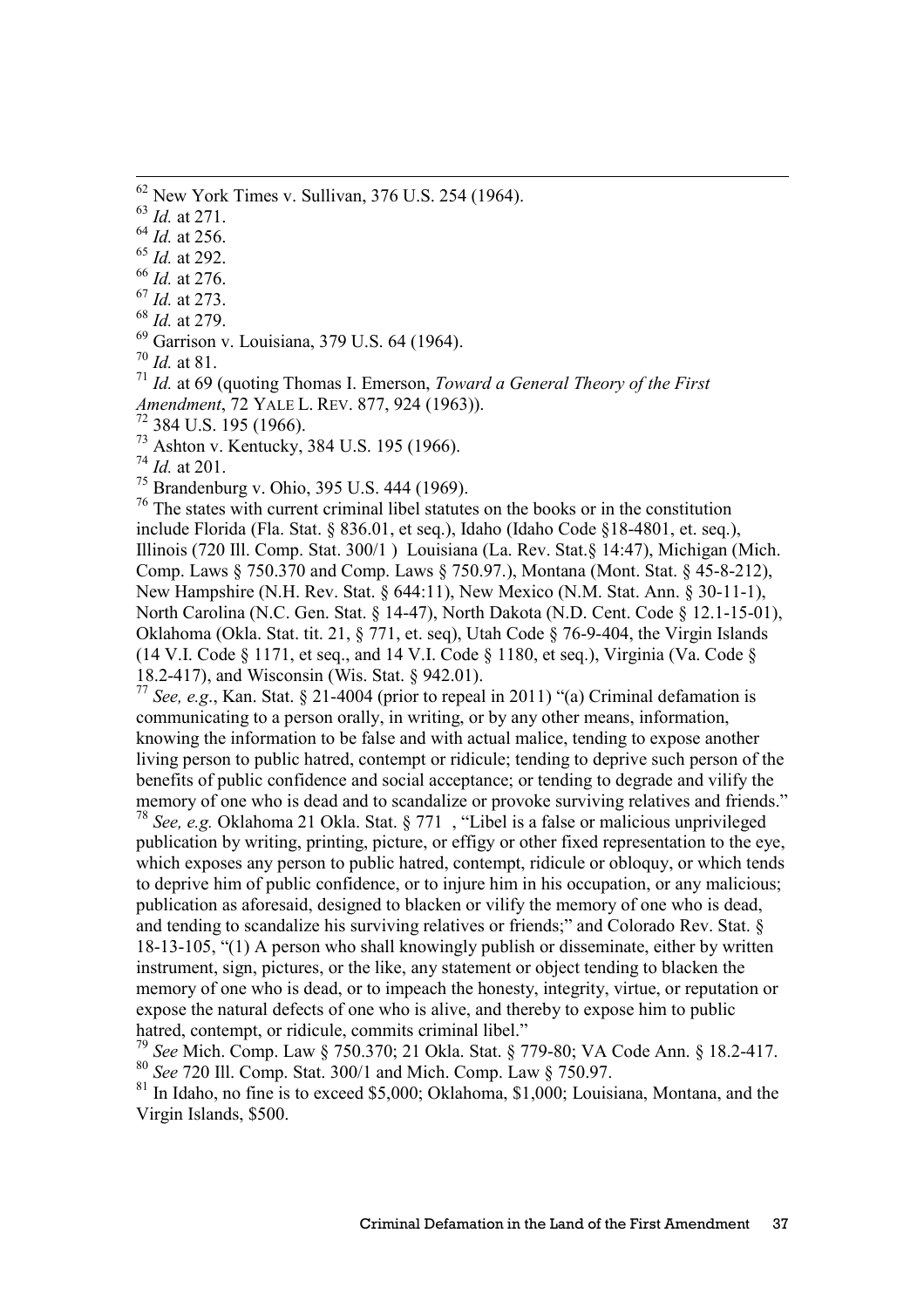[62] New York Times v. Sullivan, 376 U.S. 254 (1964).

[63] *Id.* at 271.

[64] *Id.* at 256.

[65] *Id.* at 292.

[66] *Id.* at 276.

[67] *Id.* at 273.

[68] *Id.* at 279.

[69] Garrison v. Louisiana, 379 U.S. 64 (1964).

[70] *Id.* at 81.

[71] *Id.* at 69 (quoting Thomas I. Emerson, *Toward a General Theory of the First Amendment*, 72 YALE L. REV. 877, 924 (1963)).

[72] 384 U.S. 195 (1966).

[73] Ashton v. Kentucky, 384 U.S. 195 (1966).

[74] *Id.* at 201.

[75] Brandenburg v. Ohio, 395 U.S. 444 (1969).

[76] The states with current criminal libel statutes on the books or in the constitution include Florida (Fla. Stat. § 836.01, et seq.), Idaho (Idaho Code §18-4801, et. seq.), Illinois (720 Ill. Comp. Stat. 300/1 ) Louisiana (La. Rev. Stat.§ 14:47), Michigan (Mich. Comp. Laws § 750.370 and Comp. Laws § 750.97.), Montana (Mont. Stat. § 45-8-212), New Hampshire (N.H. Rev. Stat. § 644:11), New Mexico (N.M. Stat. Ann. § 30-11-1), North Carolina (N.C. Gen. Stat. § 14-47), North Dakota (N.D. Cent. Code § 12.1-15-01), Oklahoma (Okla. Stat. tit. 21, § 771, et. seq), Utah Code § 76-9-404, the Virgin Islands (14 V.I. Code § 1171, et seq., and 14 V.I. Code § 1180, et seq.), Virginia (Va. Code § 18.2-417), and Wisconsin (Wis. Stat. § 942.01).

[77] *See, e.g*., Kan. Stat. § 21-4004 (prior to repeal in 2011) "(a) Criminal defamation is communicating to a person orally, in writing, or by any other means, information, knowing the information to be false and with actual malice, tending to expose another living person to public hatred, contempt or ridicule; tending to deprive such person of the benefits of public confidence and social acceptance; or tending to degrade and vilify the memory of one who is dead and to scandalize or provoke surviving relatives and friends."

[78] *See, e.g.* Oklahoma 21 Okla. Stat. § 771 , "Libel is a false or malicious unprivileged publication by writing, printing, picture, or effigy or other fixed representation to the eye, which exposes any person to public hatred, contempt, ridicule or obloquy, or which tends to deprive him of public confidence, or to injure him in his occupation, or any malicious; publication as aforesaid, designed to blacken or vilify the memory of one who is dead, and tending to scandalize his surviving relatives or friends;" and Colorado Rev. Stat. § 18-13-105, "(1) A person who shall knowingly publish or disseminate, either by written instrument, sign, pictures, or the like, any statement or object tending to blacken the memory of one who is dead, or to impeach the honesty, integrity, virtue, or reputation or expose the natural defects of one who is alive, and thereby to expose him to public hatred, contempt, or ridicule, commits criminal libel."

[79] *See* Mich. Comp. Law § 750.370; 21 Okla. Stat. § 779-80; VA Code Ann. § 18.2-417.

[80] *See* 720 Ill. Comp. Stat. 300/1 and Mich. Comp. Law § 750.97.

[81] In Idaho, no fine is to exceed $5,000; Oklahoma, $1,000; Louisiana, Montana, and the Virgin Islands, $500.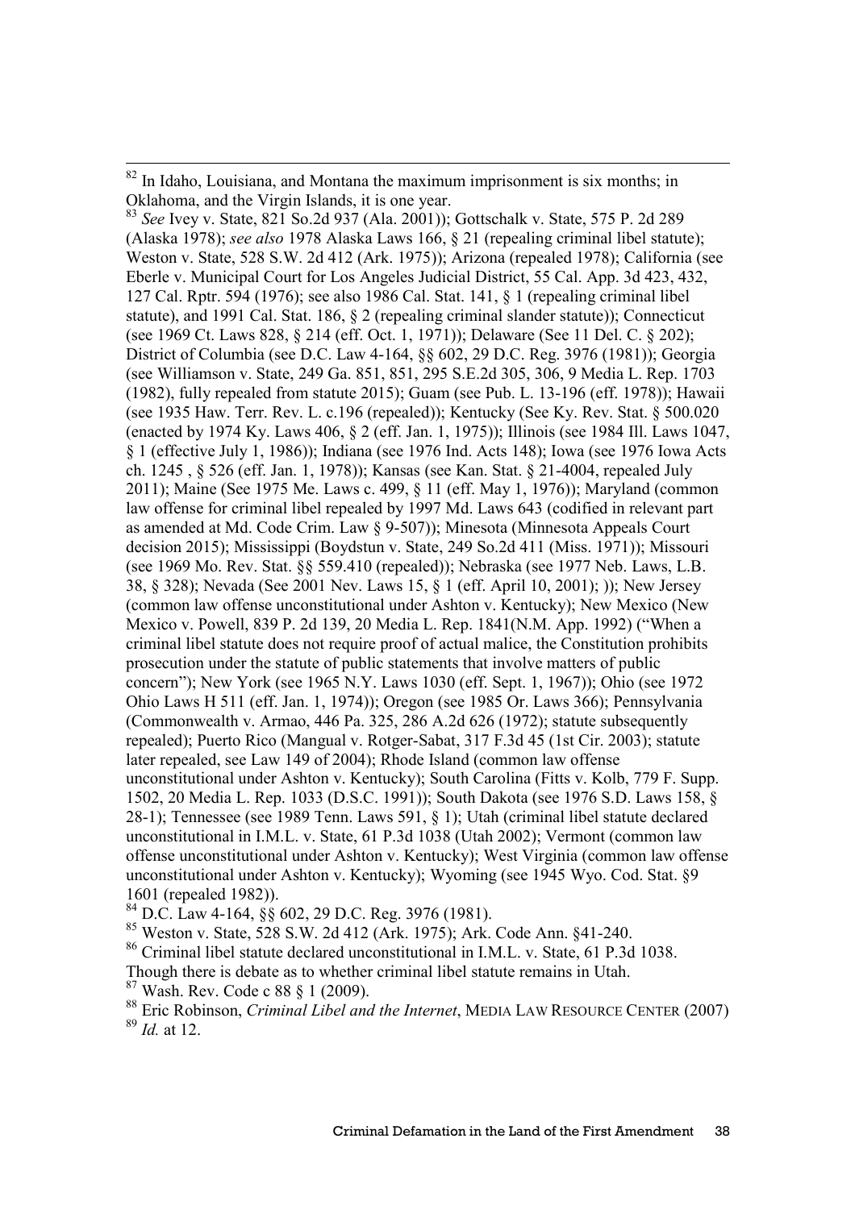[82] In Idaho, Louisiana, and Montana the maximum imprisonment is six months; in Oklahoma, and the Virgin Islands, it is one year.

[83] *See* Ivey v. State, 821 So.2d 937 (Ala. 2001)); Gottschalk v. State, 575 P. 2d 289 (Alaska 1978); *see also* 1978 Alaska Laws 166, § 21 (repealing criminal libel statute); Weston v. State, 528 S.W. 2d 412 (Ark. 1975)); Arizona (repealed 1978); California (see Eberle v. Municipal Court for Los Angeles Judicial District, 55 Cal. App. 3d 423, 432, 127 Cal. Rptr. 594 (1976); see also 1986 Cal. Stat. 141, § 1 (repealing criminal libel statute), and 1991 Cal. Stat. 186, § 2 (repealing criminal slander statute)); Connecticut (see 1969 Ct. Laws 828, § 214 (eff. Oct. 1, 1971)); Delaware (See 11 Del. C. § 202); District of Columbia (see D.C. Law 4-164, §§ 602, 29 D.C. Reg. 3976 (1981)); Georgia (see Williamson v. State, 249 Ga. 851, 851, 295 S.E.2d 305, 306, 9 Media L. Rep. 1703 (1982), fully repealed from statute 2015); Guam (see Pub. L. 13-196 (eff. 1978)); Hawaii (see 1935 Haw. Terr. Rev. L. c.196 (repealed)); Kentucky (See Ky. Rev. Stat. § 500.020 (enacted by 1974 Ky. Laws 406, § 2 (eff. Jan. 1, 1975)); Illinois (see 1984 Ill. Laws 1047, § 1 (effective July 1, 1986)); Indiana (see 1976 Ind. Acts 148); Iowa (see 1976 Iowa Acts ch. 1245 , § 526 (eff. Jan. 1, 1978)); Kansas (see Kan. Stat. § 21-4004, repealed July 2011); Maine (See 1975 Me. Laws c. 499, § 11 (eff. May 1, 1976)); Maryland (common law offense for criminal libel repealed by 1997 Md. Laws 643 (codified in relevant part as amended at Md. Code Crim. Law § 9-507)); Minesota (Minnesota Appeals Court decision 2015); Mississippi (Boydstun v. State, 249 So.2d 411 (Miss. 1971)); Missouri (see 1969 Mo. Rev. Stat. §§ 559.410 (repealed)); Nebraska (see 1977 Neb. Laws, L.B. 38, § 328); Nevada (See 2001 Nev. Laws 15, § 1 (eff. April 10, 2001); )); New Jersey (common law offense unconstitutional under Ashton v. Kentucky); New Mexico (New Mexico v. Powell, 839 P. 2d 139, 20 Media L. Rep. 1841(N.M. App. 1992) ("When a criminal libel statute does not require proof of actual malice, the Constitution prohibits prosecution under the statute of public statements that involve matters of public concern"); New York (see 1965 N.Y. Laws 1030 (eff. Sept. 1, 1967)); Ohio (see 1972 Ohio Laws H 511 (eff. Jan. 1, 1974)); Oregon (see 1985 Or. Laws 366); Pennsylvania (Commonwealth v. Armao, 446 Pa. 325, 286 A.2d 626 (1972); statute subsequently repealed); Puerto Rico (Mangual v. Rotger-Sabat, 317 F.3d 45 (1st Cir. 2003); statute later repealed, see Law 149 of 2004); Rhode Island (common law offense unconstitutional under Ashton v. Kentucky); South Carolina (Fitts v. Kolb, 779 F. Supp. 1502, 20 Media L. Rep. 1033 (D.S.C. 1991)); South Dakota (see 1976 S.D. Laws 158, § 28-1); Tennessee (see 1989 Tenn. Laws 591, § 1); Utah (criminal libel statute declared unconstitutional in I.M.L. v. State, 61 P.3d 1038 (Utah 2002); Vermont (common law offense unconstitutional under Ashton v. Kentucky); West Virginia (common law offense unconstitutional under Ashton v. Kentucky); Wyoming (see 1945 Wyo. Cod. Stat. §9 1601 (repealed 1982)).

[84] D.C. Law 4-164, §§ 602, 29 D.C. Reg. 3976 (1981).

[85] Weston v. State, 528 S.W. 2d 412 (Ark. 1975); Ark. Code Ann. §41-240.

[86] Criminal libel statute declared unconstitutional in I.M.L. v. State, 61 P.3d 1038. Though there is debate as to whether criminal libel statute remains in Utah.

[87] Wash. Rev. Code c 88 § 1 (2009).

[88] Eric Robinson, *Criminal Libel and the Internet*, MEDIA LAW RESOURCE CENTER (2007)

[89] *Id.* at 12.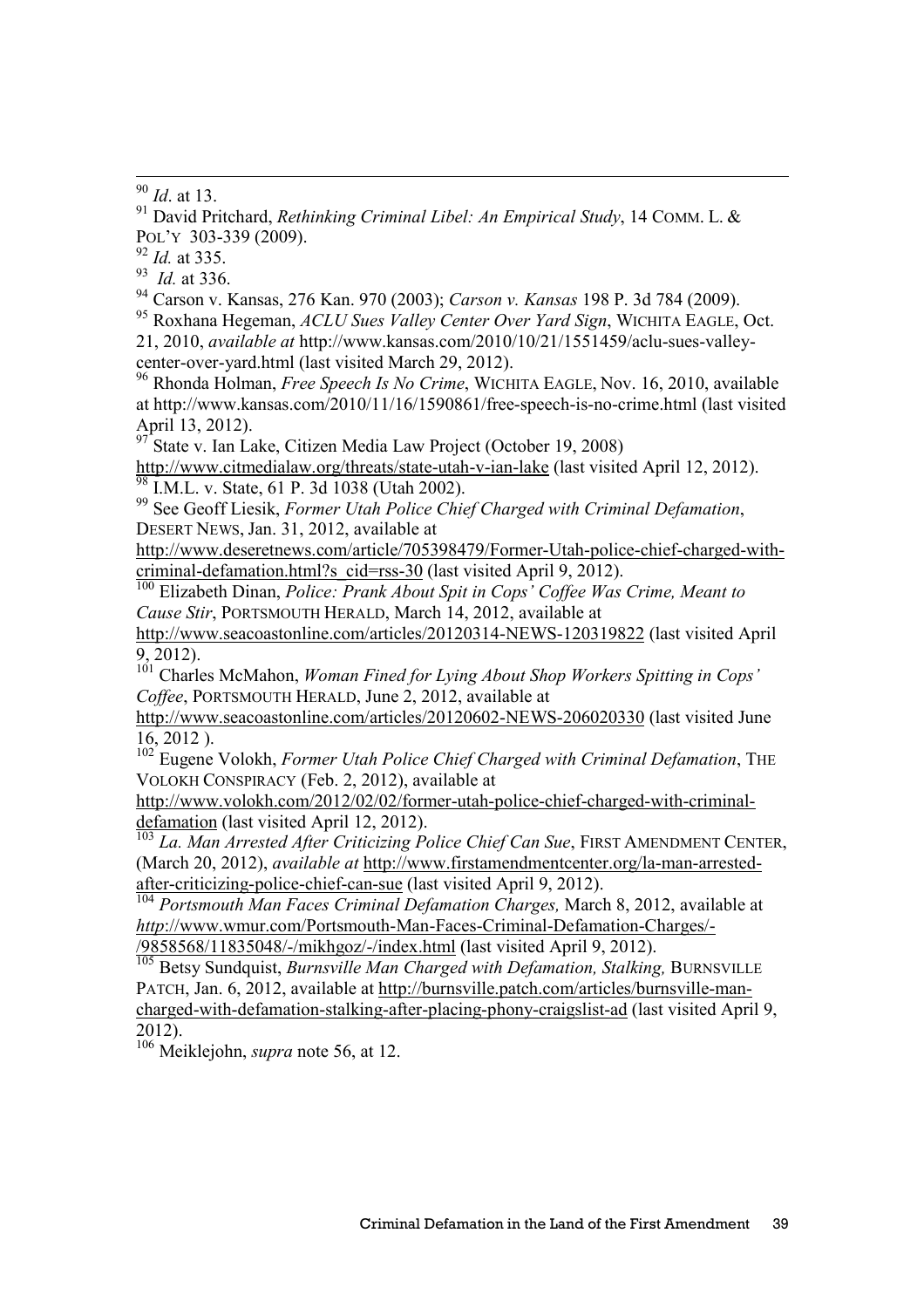[90] *Id*. at 13.

[91] David Pritchard, *Rethinking Criminal Libel: An Empirical Study*, 14 COMM. L. & POL'Y 303-339 (2009).

[92] *Id.* at 335.

[93] *Id.* at 336.

[94] Carson v. Kansas, 276 Kan. 970 (2003); *Carson v. Kansas* 198 P. 3d 784 (2009).

[95] Roxhana Hegeman, *ACLU Sues Valley Center Over Yard Sign*, WICHITA EAGLE, Oct. 21, 2010, *available at* http://www.kansas.com/2010/10/21/1551459/aclu-sues-valley-center-over-yard.html (last visited March 29, 2012).

[96] Rhonda Holman, *Free Speech Is No Crime*, WICHITA EAGLE, Nov. 16, 2010, available at http://www.kansas.com/2010/11/16/1590861/free-speech-is-no-crime.html (last visited April 13, 2012).

[97] State v. Ian Lake, Citizen Media Law Project (October 19, 2008) http://www.citmedialaw.org/threats/state-utah-v-ian-lake (last visited April 12, 2012).

[98] I.M.L. v. State, 61 P. 3d 1038 (Utah 2002).

[99] See Geoff Liesik, *Former Utah Police Chief Charged with Criminal Defamation*, DESERT NEWS, Jan. 31, 2012, available at http://www.deseretnews.com/article/705398479/Former-Utah-police-chief-charged-with-criminal-defamation.html?s_cid=rss-30 (last visited April 9, 2012).

[100] Elizabeth Dinan, *Police: Prank About Spit in Cops' Coffee Was Crime, Meant to Cause Stir*, PORTSMOUTH HERALD, March 14, 2012, available at http://www.seacoastonline.com/articles/20120314-NEWS-120319822 (last visited April 9, 2012).

[101] Charles McMahon, *Woman Fined for Lying About Shop Workers Spitting in Cops' Coffee*, PORTSMOUTH HERALD, June 2, 2012, available at http://www.seacoastonline.com/articles/20120602-NEWS-206020330 (last visited June 16, 2012 ).

[102] Eugene Volokh, *Former Utah Police Chief Charged with Criminal Defamation*, THE VOLOKH CONSPIRACY (Feb. 2, 2012), available at http://www.volokh.com/2012/02/02/former-utah-police-chief-charged-with-criminal-defamation (last visited April 12, 2012).

[103] *La. Man Arrested After Criticizing Police Chief Can Sue*, FIRST AMENDMENT CENTER, (March 20, 2012), *available at* http://www.firstamendmentcenter.org/la-man-arrested-after-criticizing-police-chief-can-sue (last visited April 9, 2012).

[104] *Portsmouth Man Faces Criminal Defamation Charges,* March 8, 2012, available at *http*://www.wmur.com/Portsmouth-Man-Faces-Criminal-Defamation-Charges/-/9858568/11835048/-/mikhgoz/-/index.html (last visited April 9, 2012).

[105] Betsy Sundquist, *Burnsville Man Charged with Defamation, Stalking,* BURNSVILLE PATCH, Jan. 6, 2012, available at http://burnsville.patch.com/articles/burnsville-man-charged-with-defamation-stalking-after-placing-phony-craigslist-ad (last visited April 9, 2012).

[106] Meiklejohn, *supra* note 56, at 12.